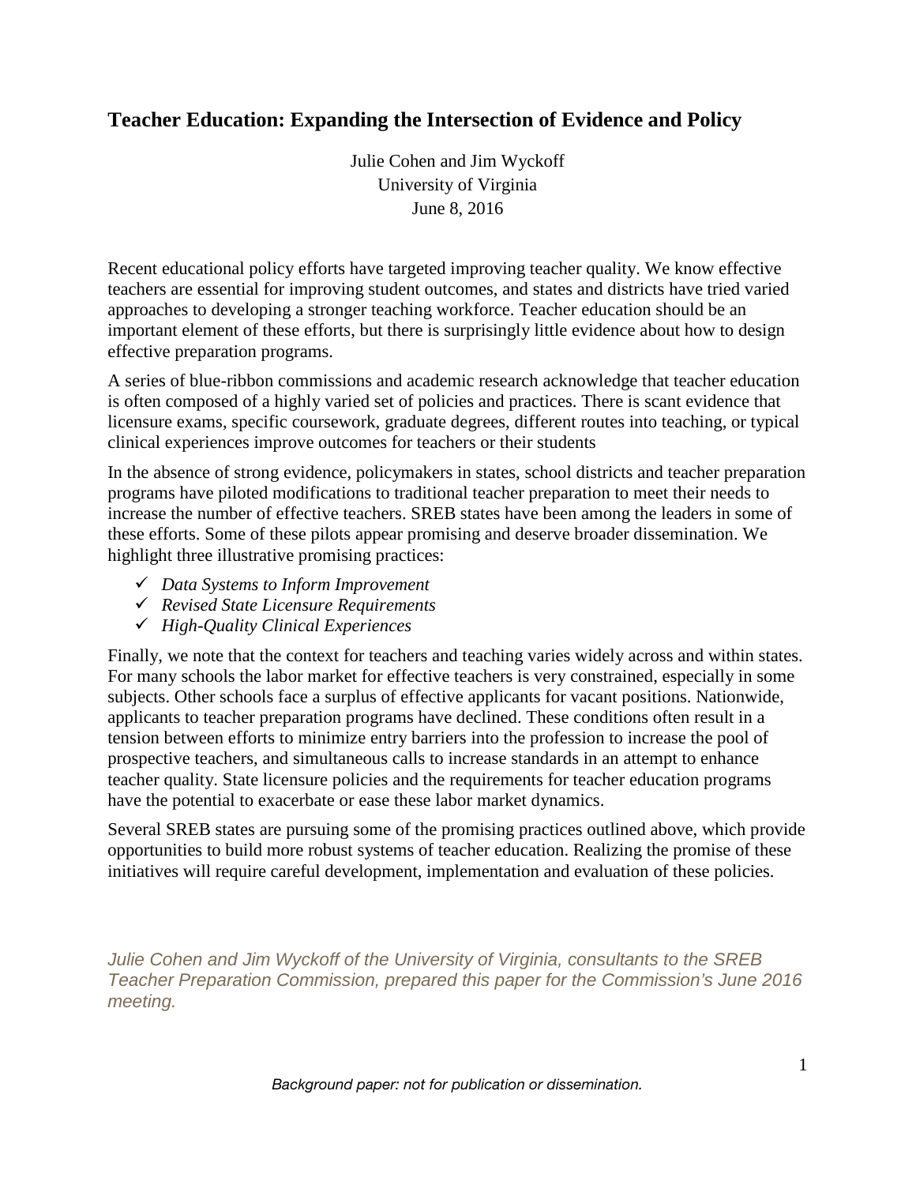# Teacher Education: Expanding the Intersection of Evidence and Policy

Julie Cohen and Jim Wyckoff
University of Virginia
June 8, 2016

Recent educational policy efforts have targeted improving teacher quality. We know effective teachers are essential for improving student outcomes, and states and districts have tried varied approaches to developing a stronger teaching workforce. Teacher education should be an important element of these efforts, but there is surprisingly little evidence about how to design effective preparation programs.

A series of blue-ribbon commissions and academic research acknowledge that teacher education is often composed of a highly varied set of policies and practices. There is scant evidence that licensure exams, specific coursework, graduate degrees, different routes into teaching, or typical clinical experiences improve outcomes for teachers or their students

In the absence of strong evidence, policymakers in states, school districts and teacher preparation programs have piloted modifications to traditional teacher preparation to meet their needs to increase the number of effective teachers. SREB states have been among the leaders in some of these efforts. Some of these pilots appear promising and deserve broader dissemination. We highlight three illustrative promising practices:

- ✓ *Data Systems to Inform Improvement*
- ✓ *Revised State Licensure Requirements*
- ✓ *High-Quality Clinical Experiences*

Finally, we note that the context for teachers and teaching varies widely across and within states. For many schools the labor market for effective teachers is very constrained, especially in some subjects. Other schools face a surplus of effective applicants for vacant positions. Nationwide, applicants to teacher preparation programs have declined. These conditions often result in a tension between efforts to minimize entry barriers into the profession to increase the pool of prospective teachers, and simultaneous calls to increase standards in an attempt to enhance teacher quality. State licensure policies and the requirements for teacher education programs have the potential to exacerbate or ease these labor market dynamics.

Several SREB states are pursuing some of the promising practices outlined above, which provide opportunities to build more robust systems of teacher education. Realizing the promise of these initiatives will require careful development, implementation and evaluation of these policies.

*Julie Cohen and Jim Wyckoff of the University of Virginia, consultants to the SREB Teacher Preparation Commission, prepared this paper for the Commission's June 2016 meeting.*

*Background paper: not for publication or dissemination.*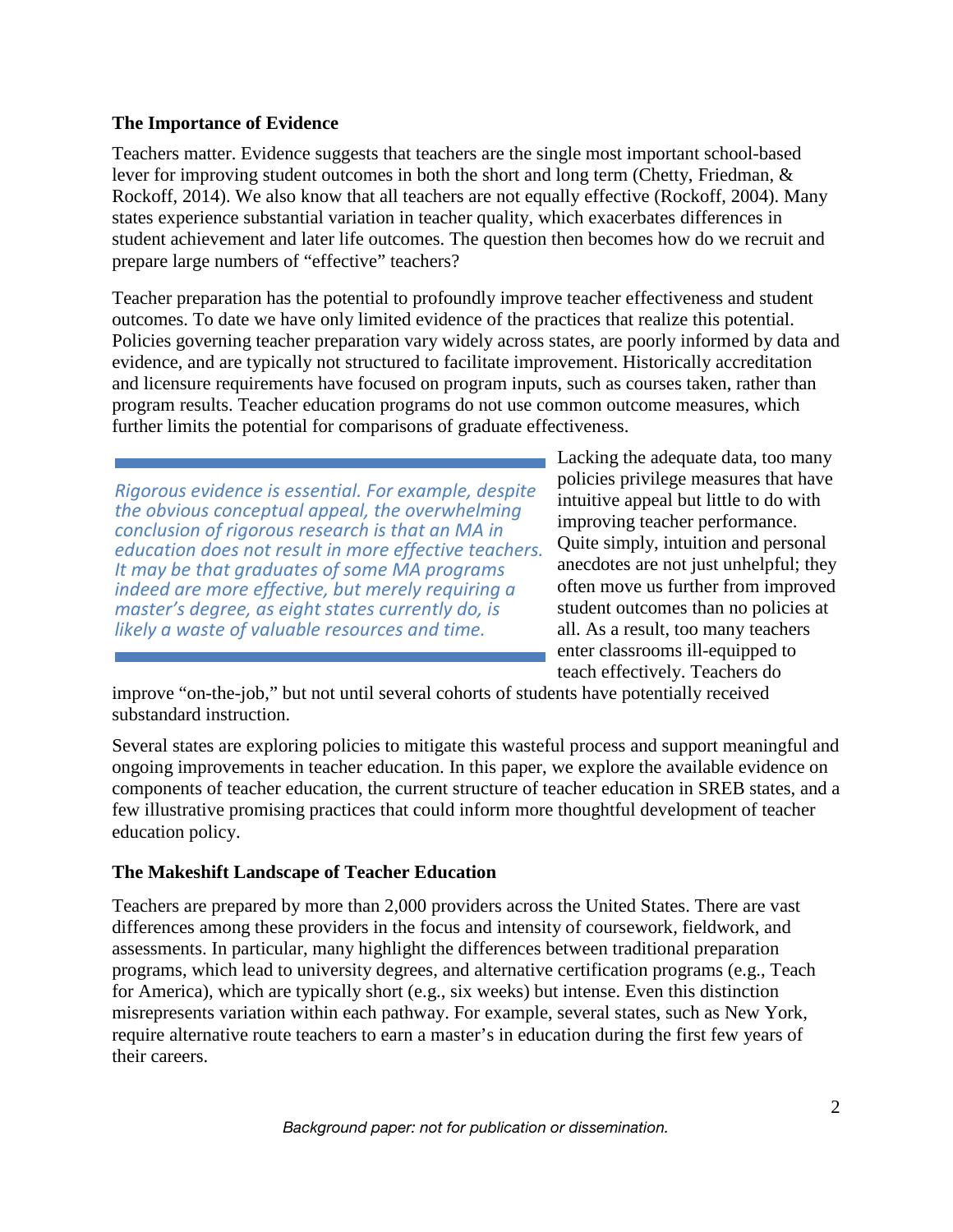**The Importance of Evidence**

Teachers matter. Evidence suggests that teachers are the single most important school-based lever for improving student outcomes in both the short and long term (Chetty, Friedman, & Rockoff, 2014). We also know that all teachers are not equally effective (Rockoff, 2004). Many states experience substantial variation in teacher quality, which exacerbates differences in student achievement and later life outcomes. The question then becomes how do we recruit and prepare large numbers of "effective" teachers?

Teacher preparation has the potential to profoundly improve teacher effectiveness and student outcomes. To date we have only limited evidence of the practices that realize this potential. Policies governing teacher preparation vary widely across states, are poorly informed by data and evidence, and are typically not structured to facilitate improvement. Historically accreditation and licensure requirements have focused on program inputs, such as courses taken, rather than program results. Teacher education programs do not use common outcome measures, which further limits the potential for comparisons of graduate effectiveness.

> *Rigorous evidence is essential. For example, despite the obvious conceptual appeal, the overwhelming conclusion of rigorous research is that an MA in education does not result in more effective teachers. It may be that graduates of some MA programs indeed are more effective, but merely requiring a master's degree, as eight states currently do, is likely a waste of valuable resources and time.*

Lacking the adequate data, too many policies privilege measures that have intuitive appeal but little to do with improving teacher performance. Quite simply, intuition and personal anecdotes are not just unhelpful; they often move us further from improved student outcomes than no policies at all. As a result, too many teachers enter classrooms ill-equipped to teach effectively. Teachers do improve "on-the-job," but not until several cohorts of students have potentially received substandard instruction.

Several states are exploring policies to mitigate this wasteful process and support meaningful and ongoing improvements in teacher education. In this paper, we explore the available evidence on components of teacher education, the current structure of teacher education in SREB states, and a few illustrative promising practices that could inform more thoughtful development of teacher education policy.

**The Makeshift Landscape of Teacher Education**

Teachers are prepared by more than 2,000 providers across the United States. There are vast differences among these providers in the focus and intensity of coursework, fieldwork, and assessments. In particular, many highlight the differences between traditional preparation programs, which lead to university degrees, and alternative certification programs (e.g., Teach for America), which are typically short (e.g., six weeks) but intense. Even this distinction misrepresents variation within each pathway. For example, several states, such as New York, require alternative route teachers to earn a master's in education during the first few years of their careers.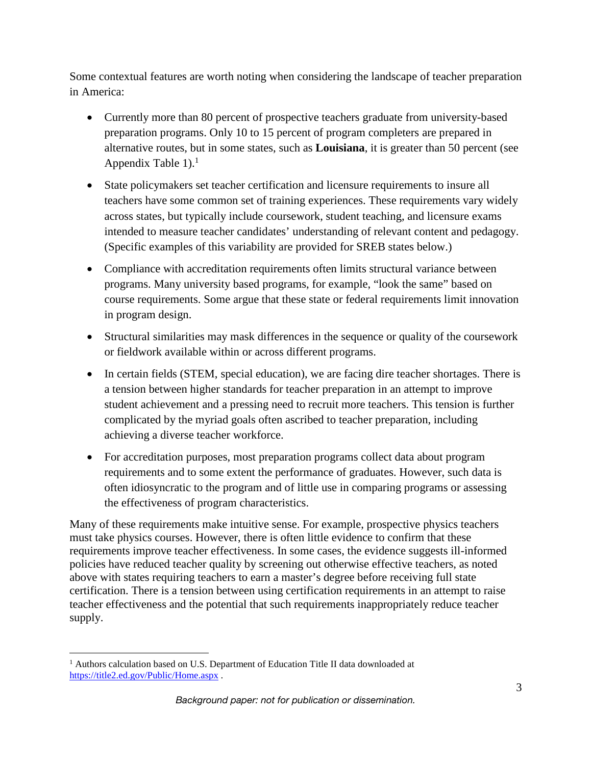Some contextual features are worth noting when considering the landscape of teacher preparation in America:

- Currently more than 80 percent of prospective teachers graduate from university-based preparation programs. Only 10 to 15 percent of program completers are prepared in alternative routes, but in some states, such as **Louisiana**, it is greater than 50 percent (see Appendix Table 1).[1]

- State policymakers set teacher certification and licensure requirements to insure all teachers have some common set of training experiences. These requirements vary widely across states, but typically include coursework, student teaching, and licensure exams intended to measure teacher candidates' understanding of relevant content and pedagogy. (Specific examples of this variability are provided for SREB states below.)

- Compliance with accreditation requirements often limits structural variance between programs. Many university based programs, for example, "look the same" based on course requirements. Some argue that these state or federal requirements limit innovation in program design.

- Structural similarities may mask differences in the sequence or quality of the coursework or fieldwork available within or across different programs.

- In certain fields (STEM, special education), we are facing dire teacher shortages. There is a tension between higher standards for teacher preparation in an attempt to improve student achievement and a pressing need to recruit more teachers. This tension is further complicated by the myriad goals often ascribed to teacher preparation, including achieving a diverse teacher workforce.

- For accreditation purposes, most preparation programs collect data about program requirements and to some extent the performance of graduates. However, such data is often idiosyncratic to the program and of little use in comparing programs or assessing the effectiveness of program characteristics.

Many of these requirements make intuitive sense. For example, prospective physics teachers must take physics courses. However, there is often little evidence to confirm that these requirements improve teacher effectiveness. In some cases, the evidence suggests ill-informed policies have reduced teacher quality by screening out otherwise effective teachers, as noted above with states requiring teachers to earn a master's degree before receiving full state certification. There is a tension between using certification requirements in an attempt to raise teacher effectiveness and the potential that such requirements inappropriately reduce teacher supply.

---

[1] Authors calculation based on U.S. Department of Education Title II data downloaded at https://title2.ed.gov/Public/Home.aspx .

*Background paper: not for publication or dissemination.*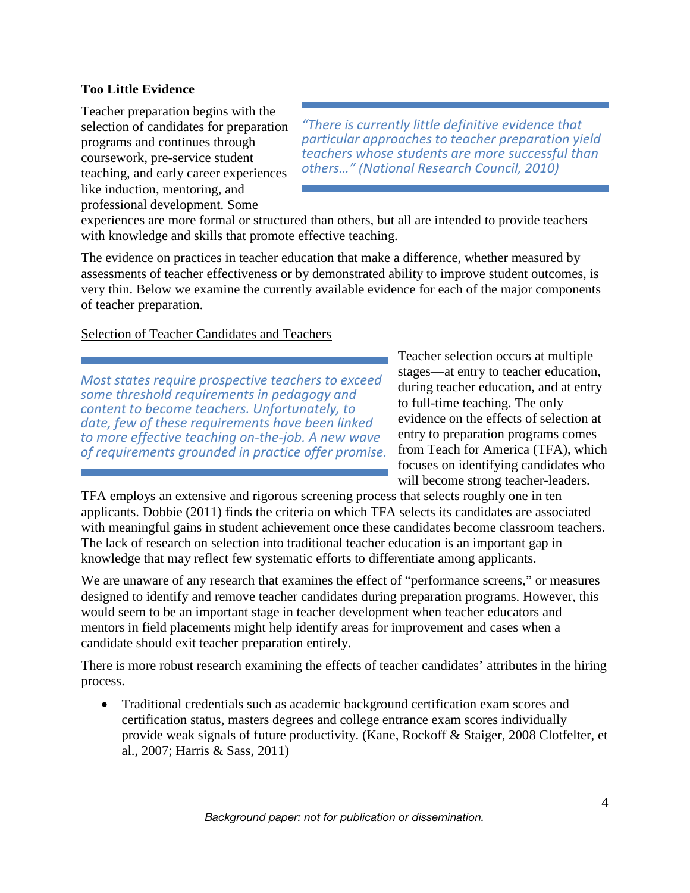**Too Little Evidence**

Teacher preparation begins with the selection of candidates for preparation programs and continues through coursework, pre-service student teaching, and early career experiences like induction, mentoring, and professional development. Some experiences are more formal or structured than others, but all are intended to provide teachers with knowledge and skills that promote effective teaching.

> *"There is currently little definitive evidence that particular approaches to teacher preparation yield teachers whose students are more successful than others…" (National Research Council, 2010)*

The evidence on practices in teacher education that make a difference, whether measured by assessments of teacher effectiveness or by demonstrated ability to improve student outcomes, is very thin. Below we examine the currently available evidence for each of the major components of teacher preparation.

<u>Selection of Teacher Candidates and Teachers</u>

> *Most states require prospective teachers to exceed some threshold requirements in pedagogy and content to become teachers. Unfortunately, to date, few of these requirements have been linked to more effective teaching on-the-job. A new wave of requirements grounded in practice offer promise.*

Teacher selection occurs at multiple stages—at entry to teacher education, during teacher education, and at entry to full-time teaching. The only evidence on the effects of selection at entry to preparation programs comes from Teach for America (TFA), which focuses on identifying candidates who will become strong teacher-leaders. TFA employs an extensive and rigorous screening process that selects roughly one in ten applicants. Dobbie (2011) finds the criteria on which TFA selects its candidates are associated with meaningful gains in student achievement once these candidates become classroom teachers. The lack of research on selection into traditional teacher education is an important gap in knowledge that may reflect few systematic efforts to differentiate among applicants.

We are unaware of any research that examines the effect of "performance screens," or measures designed to identify and remove teacher candidates during preparation programs. However, this would seem to be an important stage in teacher development when teacher educators and mentors in field placements might help identify areas for improvement and cases when a candidate should exit teacher preparation entirely.

There is more robust research examining the effects of teacher candidates' attributes in the hiring process.

- Traditional credentials such as academic background certification exam scores and certification status, masters degrees and college entrance exam scores individually provide weak signals of future productivity. (Kane, Rockoff & Staiger, 2008 Clotfelter, et al., 2007; Harris & Sass, 2011)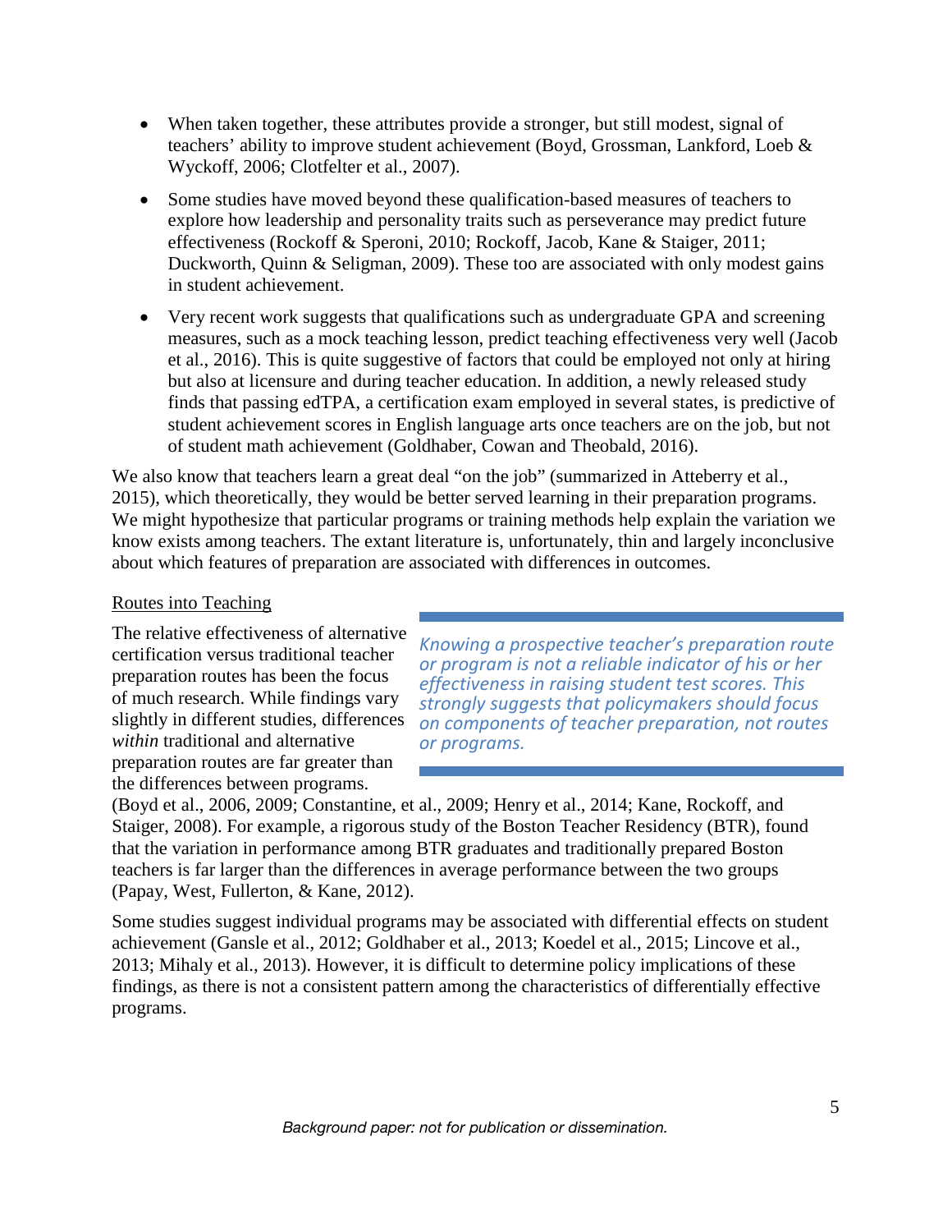- When taken together, these attributes provide a stronger, but still modest, signal of teachers' ability to improve student achievement (Boyd, Grossman, Lankford, Loeb & Wyckoff, 2006; Clotfelter et al., 2007).
- Some studies have moved beyond these qualification-based measures of teachers to explore how leadership and personality traits such as perseverance may predict future effectiveness (Rockoff & Speroni, 2010; Rockoff, Jacob, Kane & Staiger, 2011; Duckworth, Quinn & Seligman, 2009). These too are associated with only modest gains in student achievement.
- Very recent work suggests that qualifications such as undergraduate GPA and screening measures, such as a mock teaching lesson, predict teaching effectiveness very well (Jacob et al., 2016). This is quite suggestive of factors that could be employed not only at hiring but also at licensure and during teacher education. In addition, a newly released study finds that passing edTPA, a certification exam employed in several states, is predictive of student achievement scores in English language arts once teachers are on the job, but not of student math achievement (Goldhaber, Cowan and Theobald, 2016).

We also know that teachers learn a great deal "on the job" (summarized in Atteberry et al., 2015), which theoretically, they would be better served learning in their preparation programs. We might hypothesize that particular programs or training methods help explain the variation we know exists among teachers. The extant literature is, unfortunately, thin and largely inconclusive about which features of preparation are associated with differences in outcomes.

Routes into Teaching

> *Knowing a prospective teacher's preparation route or program is not a reliable indicator of his or her effectiveness in raising student test scores. This strongly suggests that policymakers should focus on components of teacher preparation, not routes or programs.*

The relative effectiveness of alternative certification versus traditional teacher preparation routes has been the focus of much research. While findings vary slightly in different studies, differences *within* traditional and alternative preparation routes are far greater than the differences between programs. (Boyd et al., 2006, 2009; Constantine, et al., 2009; Henry et al., 2014; Kane, Rockoff, and Staiger, 2008). For example, a rigorous study of the Boston Teacher Residency (BTR), found that the variation in performance among BTR graduates and traditionally prepared Boston teachers is far larger than the differences in average performance between the two groups (Papay, West, Fullerton, & Kane, 2012).

Some studies suggest individual programs may be associated with differential effects on student achievement (Gansle et al., 2012; Goldhaber et al., 2013; Koedel et al., 2015; Lincove et al., 2013; Mihaly et al., 2013). However, it is difficult to determine policy implications of these findings, as there is not a consistent pattern among the characteristics of differentially effective programs.

*Background paper: not for publication or dissemination.*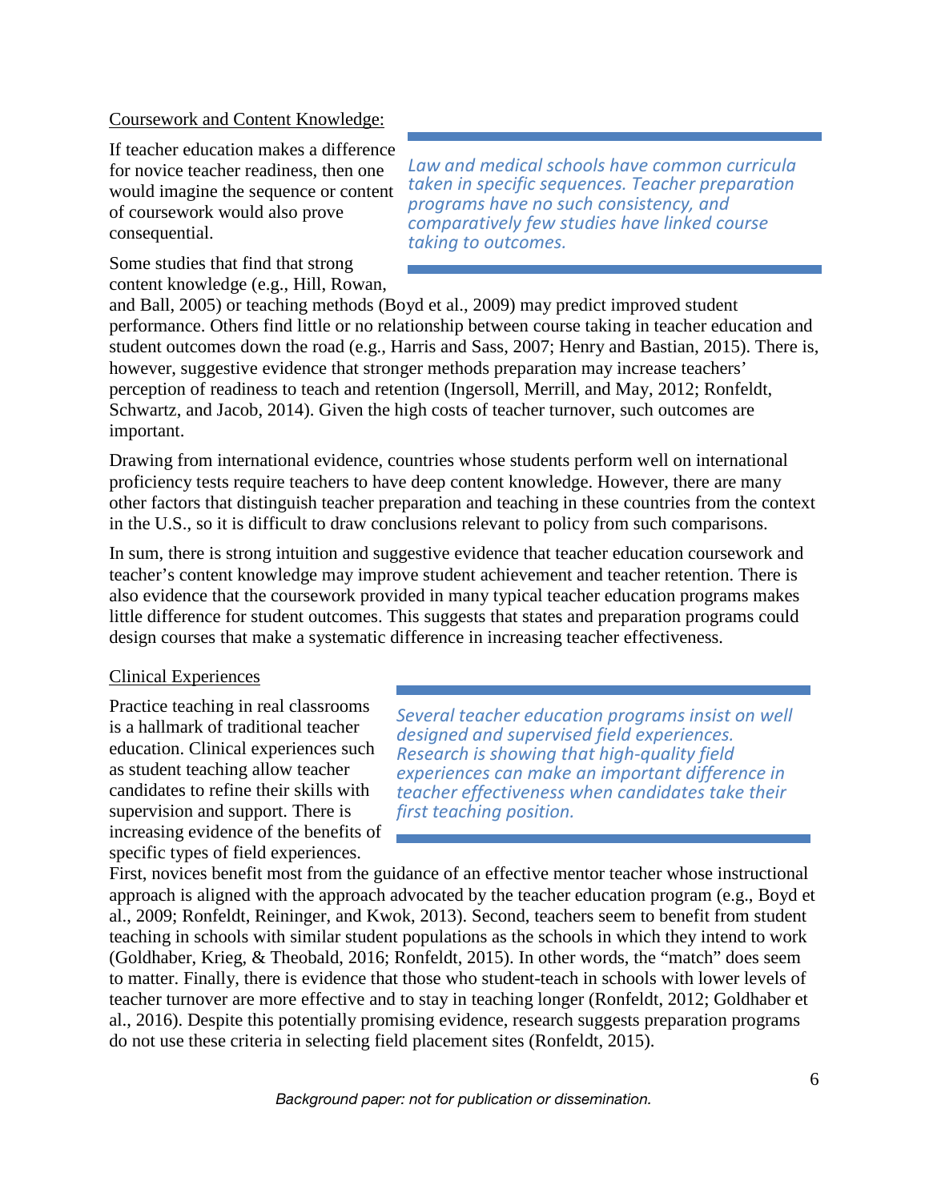<u>Coursework and Content Knowledge:</u>

If teacher education makes a difference for novice teacher readiness, then one would imagine the sequence or content of coursework would also prove consequential.

> *Law and medical schools have common curricula taken in specific sequences. Teacher preparation programs have no such consistency, and comparatively few studies have linked course taking to outcomes.*

Some studies that find that strong content knowledge (e.g., Hill, Rowan, and Ball, 2005) or teaching methods (Boyd et al., 2009) may predict improved student performance. Others find little or no relationship between course taking in teacher education and student outcomes down the road (e.g., Harris and Sass, 2007; Henry and Bastian, 2015). There is, however, suggestive evidence that stronger methods preparation may increase teachers' perception of readiness to teach and retention (Ingersoll, Merrill, and May, 2012; Ronfeldt, Schwartz, and Jacob, 2014). Given the high costs of teacher turnover, such outcomes are important.

Drawing from international evidence, countries whose students perform well on international proficiency tests require teachers to have deep content knowledge. However, there are many other factors that distinguish teacher preparation and teaching in these countries from the context in the U.S., so it is difficult to draw conclusions relevant to policy from such comparisons.

In sum, there is strong intuition and suggestive evidence that teacher education coursework and teacher's content knowledge may improve student achievement and teacher retention. There is also evidence that the coursework provided in many typical teacher education programs makes little difference for student outcomes. This suggests that states and preparation programs could design courses that make a systematic difference in increasing teacher effectiveness.

<u>Clinical Experiences</u>

Practice teaching in real classrooms is a hallmark of traditional teacher education. Clinical experiences such as student teaching allow teacher candidates to refine their skills with supervision and support. There is increasing evidence of the benefits of specific types of field experiences.

> *Several teacher education programs insist on well designed and supervised field experiences. Research is showing that high-quality field experiences can make an important difference in teacher effectiveness when candidates take their first teaching position.*

First, novices benefit most from the guidance of an effective mentor teacher whose instructional approach is aligned with the approach advocated by the teacher education program (e.g., Boyd et al., 2009; Ronfeldt, Reininger, and Kwok, 2013). Second, teachers seem to benefit from student teaching in schools with similar student populations as the schools in which they intend to work (Goldhaber, Krieg, & Theobald, 2016; Ronfeldt, 2015). In other words, the "match" does seem to matter. Finally, there is evidence that those who student-teach in schools with lower levels of teacher turnover are more effective and to stay in teaching longer (Ronfeldt, 2012; Goldhaber et al., 2016). Despite this potentially promising evidence, research suggests preparation programs do not use these criteria in selecting field placement sites (Ronfeldt, 2015).

*Background paper: not for publication or dissemination.*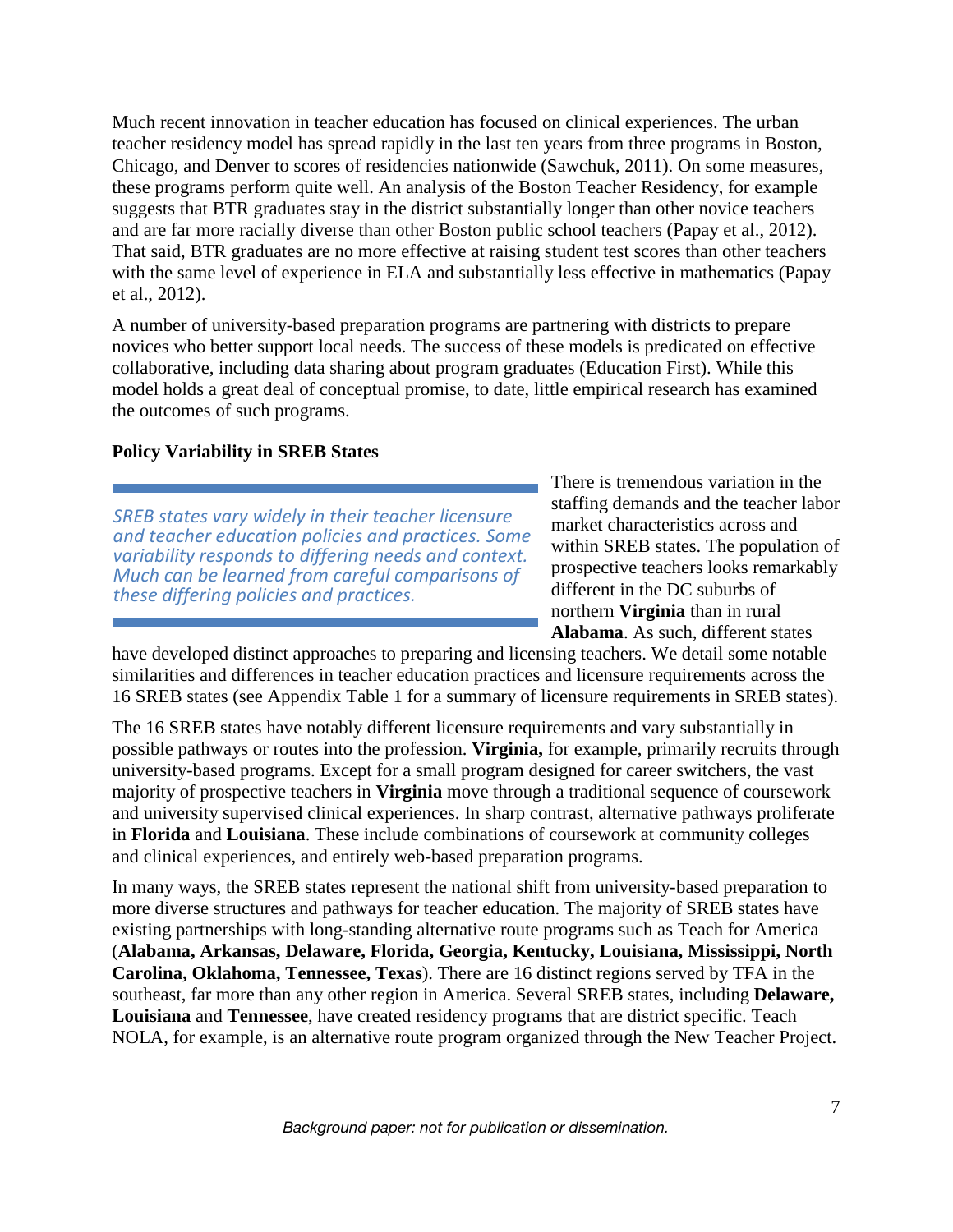Much recent innovation in teacher education has focused on clinical experiences. The urban teacher residency model has spread rapidly in the last ten years from three programs in Boston, Chicago, and Denver to scores of residencies nationwide (Sawchuk, 2011). On some measures, these programs perform quite well. An analysis of the Boston Teacher Residency, for example suggests that BTR graduates stay in the district substantially longer than other novice teachers and are far more racially diverse than other Boston public school teachers (Papay et al., 2012). That said, BTR graduates are no more effective at raising student test scores than other teachers with the same level of experience in ELA and substantially less effective in mathematics (Papay et al., 2012).

A number of university-based preparation programs are partnering with districts to prepare novices who better support local needs. The success of these models is predicated on effective collaborative, including data sharing about program graduates (Education First). While this model holds a great deal of conceptual promise, to date, little empirical research has examined the outcomes of such programs.

**Policy Variability in SREB States**

> *SREB states vary widely in their teacher licensure and teacher education policies and practices. Some variability responds to differing needs and context. Much can be learned from careful comparisons of these differing policies and practices.*

There is tremendous variation in the staffing demands and the teacher labor market characteristics across and within SREB states. The population of prospective teachers looks remarkably different in the DC suburbs of northern **Virginia** than in rural **Alabama**. As such, different states have developed distinct approaches to preparing and licensing teachers. We detail some notable similarities and differences in teacher education practices and licensure requirements across the 16 SREB states (see Appendix Table 1 for a summary of licensure requirements in SREB states).

The 16 SREB states have notably different licensure requirements and vary substantially in possible pathways or routes into the profession. **Virginia,** for example, primarily recruits through university-based programs. Except for a small program designed for career switchers, the vast majority of prospective teachers in **Virginia** move through a traditional sequence of coursework and university supervised clinical experiences. In sharp contrast, alternative pathways proliferate in **Florida** and **Louisiana**. These include combinations of coursework at community colleges and clinical experiences, and entirely web-based preparation programs.

In many ways, the SREB states represent the national shift from university-based preparation to more diverse structures and pathways for teacher education. The majority of SREB states have existing partnerships with long-standing alternative route programs such as Teach for America (**Alabama, Arkansas, Delaware, Florida, Georgia, Kentucky, Louisiana, Mississippi, North Carolina, Oklahoma, Tennessee, Texas**). There are 16 distinct regions served by TFA in the southeast, far more than any other region in America. Several SREB states, including **Delaware, Louisiana** and **Tennessee**, have created residency programs that are district specific. Teach NOLA, for example, is an alternative route program organized through the New Teacher Project.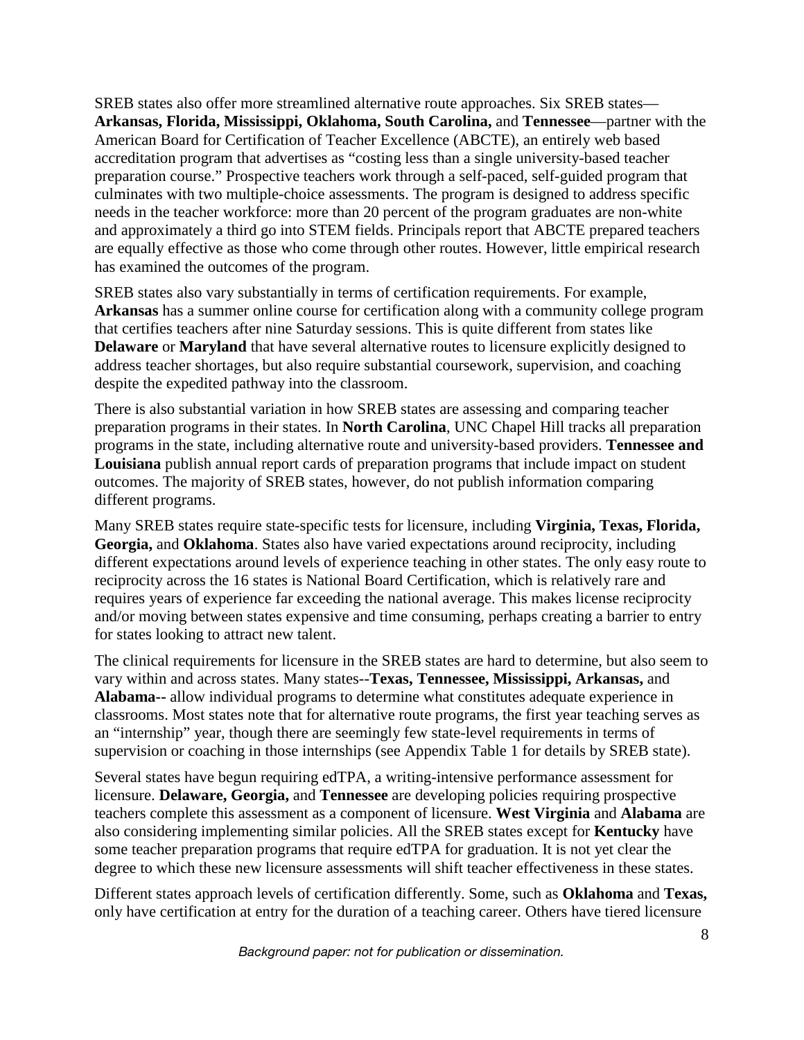SREB states also offer more streamlined alternative route approaches. Six SREB states—**Arkansas, Florida, Mississippi, Oklahoma, South Carolina,** and **Tennessee**—partner with the American Board for Certification of Teacher Excellence (ABCTE), an entirely web based accreditation program that advertises as "costing less than a single university-based teacher preparation course." Prospective teachers work through a self-paced, self-guided program that culminates with two multiple-choice assessments. The program is designed to address specific needs in the teacher workforce: more than 20 percent of the program graduates are non-white and approximately a third go into STEM fields. Principals report that ABCTE prepared teachers are equally effective as those who come through other routes. However, little empirical research has examined the outcomes of the program.

SREB states also vary substantially in terms of certification requirements. For example, **Arkansas** has a summer online course for certification along with a community college program that certifies teachers after nine Saturday sessions. This is quite different from states like **Delaware** or **Maryland** that have several alternative routes to licensure explicitly designed to address teacher shortages, but also require substantial coursework, supervision, and coaching despite the expedited pathway into the classroom.

There is also substantial variation in how SREB states are assessing and comparing teacher preparation programs in their states. In **North Carolina**, UNC Chapel Hill tracks all preparation programs in the state, including alternative route and university-based providers. **Tennessee and Louisiana** publish annual report cards of preparation programs that include impact on student outcomes. The majority of SREB states, however, do not publish information comparing different programs.

Many SREB states require state-specific tests for licensure, including **Virginia, Texas, Florida, Georgia,** and **Oklahoma**. States also have varied expectations around reciprocity, including different expectations around levels of experience teaching in other states. The only easy route to reciprocity across the 16 states is National Board Certification, which is relatively rare and requires years of experience far exceeding the national average. This makes license reciprocity and/or moving between states expensive and time consuming, perhaps creating a barrier to entry for states looking to attract new talent.

The clinical requirements for licensure in the SREB states are hard to determine, but also seem to vary within and across states. Many states--**Texas, Tennessee, Mississippi, Arkansas,** and **Alabama--** allow individual programs to determine what constitutes adequate experience in classrooms. Most states note that for alternative route programs, the first year teaching serves as an "internship" year, though there are seemingly few state-level requirements in terms of supervision or coaching in those internships (see Appendix Table 1 for details by SREB state).

Several states have begun requiring edTPA, a writing-intensive performance assessment for licensure. **Delaware, Georgia,** and **Tennessee** are developing policies requiring prospective teachers complete this assessment as a component of licensure. **West Virginia** and **Alabama** are also considering implementing similar policies. All the SREB states except for **Kentucky** have some teacher preparation programs that require edTPA for graduation. It is not yet clear the degree to which these new licensure assessments will shift teacher effectiveness in these states.

Different states approach levels of certification differently. Some, such as **Oklahoma** and **Texas,** only have certification at entry for the duration of a teaching career. Others have tiered licensure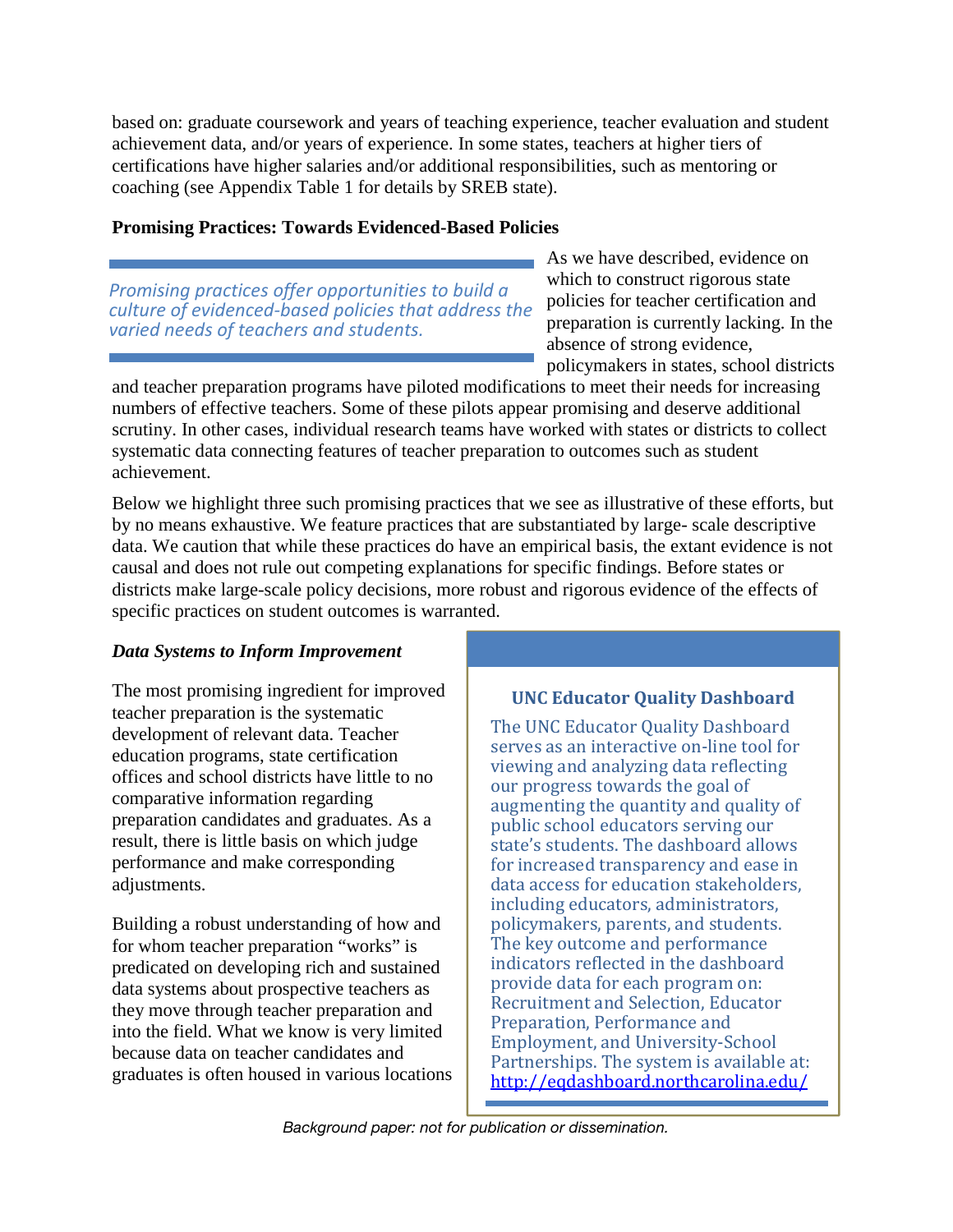based on: graduate coursework and years of teaching experience, teacher evaluation and student achievement data, and/or years of experience. In some states, teachers at higher tiers of certifications have higher salaries and/or additional responsibilities, such as mentoring or coaching (see Appendix Table 1 for details by SREB state).

**Promising Practices: Towards Evidenced-Based Policies**

> *Promising practices offer opportunities to build a culture of evidenced-based policies that address the varied needs of teachers and students.*

As we have described, evidence on which to construct rigorous state policies for teacher certification and preparation is currently lacking. In the absence of strong evidence, policymakers in states, school districts and teacher preparation programs have piloted modifications to meet their needs for increasing numbers of effective teachers. Some of these pilots appear promising and deserve additional scrutiny. In other cases, individual research teams have worked with states or districts to collect systematic data connecting features of teacher preparation to outcomes such as student achievement.

Below we highlight three such promising practices that we see as illustrative of these efforts, but by no means exhaustive. We feature practices that are substantiated by large- scale descriptive data. We caution that while these practices do have an empirical basis, the extant evidence is not causal and does not rule out competing explanations for specific findings. Before states or districts make large-scale policy decisions, more robust and rigorous evidence of the effects of specific practices on student outcomes is warranted.

***Data Systems to Inform Improvement***

The most promising ingredient for improved teacher preparation is the systematic development of relevant data. Teacher education programs, state certification offices and school districts have little to no comparative information regarding preparation candidates and graduates. As a result, there is little basis on which judge performance and make corresponding adjustments.

Building a robust understanding of how and for whom teacher preparation "works" is predicated on developing rich and sustained data systems about prospective teachers as they move through teacher preparation and into the field. What we know is very limited because data on teacher candidates and graduates is often housed in various locations

> **UNC Educator Quality Dashboard**
>
> The UNC Educator Quality Dashboard serves as an interactive on-line tool for viewing and analyzing data reflecting our progress towards the goal of augmenting the quantity and quality of public school educators serving our state's students. The dashboard allows for increased transparency and ease in data access for education stakeholders, including educators, administrators, policymakers, parents, and students. The key outcome and performance indicators reflected in the dashboard provide data for each program on: Recruitment and Selection, Educator Preparation, Performance and Employment, and University-School Partnerships. The system is available at: http://eqdashboard.northcarolina.edu/

*Background paper: not for publication or dissemination.*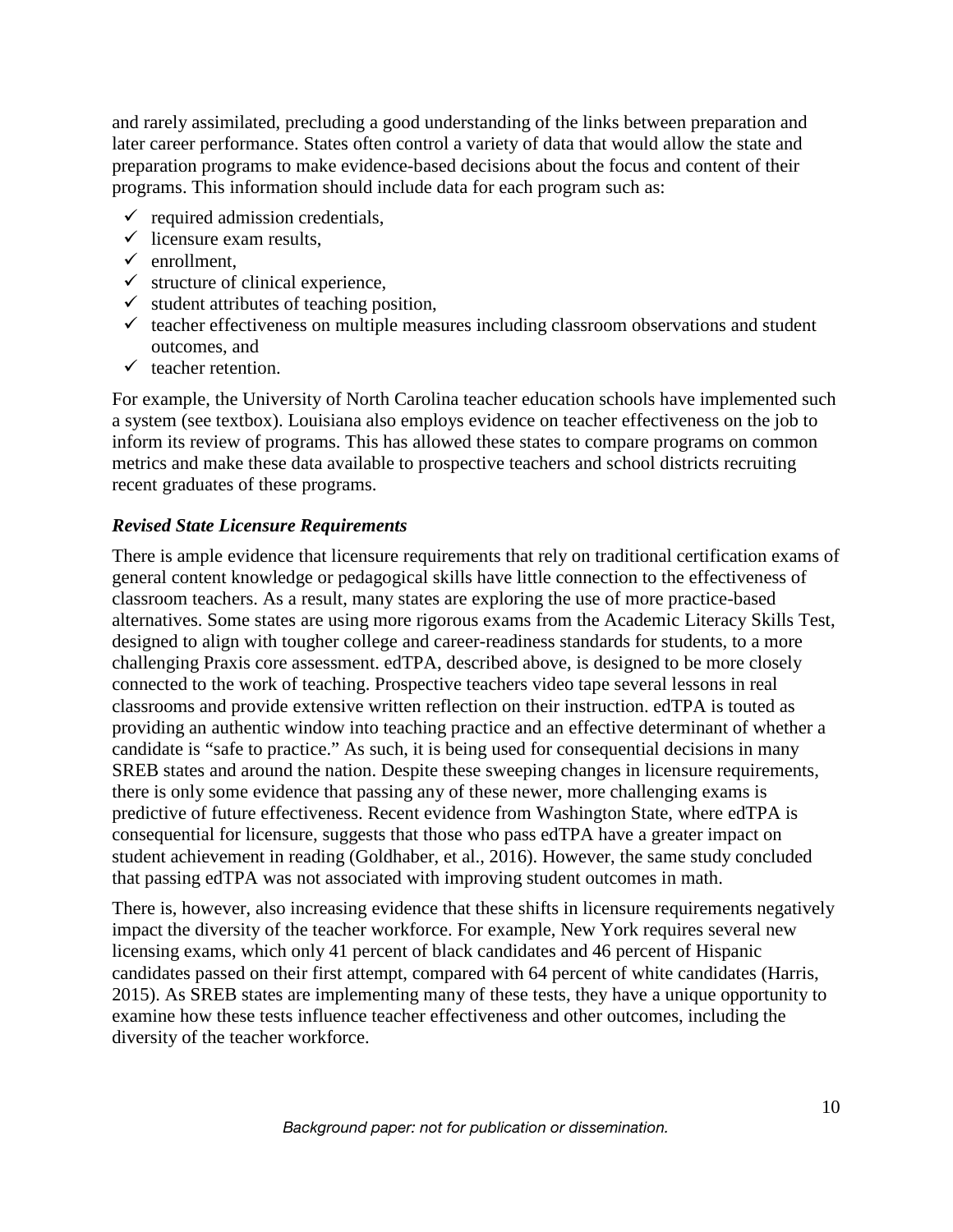and rarely assimilated, precluding a good understanding of the links between preparation and later career performance. States often control a variety of data that would allow the state and preparation programs to make evidence-based decisions about the focus and content of their programs. This information should include data for each program such as:

- ✓ required admission credentials,
- ✓ licensure exam results,
- ✓ enrollment,
- ✓ structure of clinical experience,
- ✓ student attributes of teaching position,
- ✓ teacher effectiveness on multiple measures including classroom observations and student outcomes, and
- ✓ teacher retention.

For example, the University of North Carolina teacher education schools have implemented such a system (see textbox). Louisiana also employs evidence on teacher effectiveness on the job to inform its review of programs. This has allowed these states to compare programs on common metrics and make these data available to prospective teachers and school districts recruiting recent graduates of these programs.

### *Revised State Licensure Requirements*

There is ample evidence that licensure requirements that rely on traditional certification exams of general content knowledge or pedagogical skills have little connection to the effectiveness of classroom teachers. As a result, many states are exploring the use of more practice-based alternatives. Some states are using more rigorous exams from the Academic Literacy Skills Test, designed to align with tougher college and career-readiness standards for students, to a more challenging Praxis core assessment. edTPA, described above, is designed to be more closely connected to the work of teaching. Prospective teachers video tape several lessons in real classrooms and provide extensive written reflection on their instruction. edTPA is touted as providing an authentic window into teaching practice and an effective determinant of whether a candidate is "safe to practice." As such, it is being used for consequential decisions in many SREB states and around the nation. Despite these sweeping changes in licensure requirements, there is only some evidence that passing any of these newer, more challenging exams is predictive of future effectiveness. Recent evidence from Washington State, where edTPA is consequential for licensure, suggests that those who pass edTPA have a greater impact on student achievement in reading (Goldhaber, et al., 2016). However, the same study concluded that passing edTPA was not associated with improving student outcomes in math.

There is, however, also increasing evidence that these shifts in licensure requirements negatively impact the diversity of the teacher workforce. For example, New York requires several new licensing exams, which only 41 percent of black candidates and 46 percent of Hispanic candidates passed on their first attempt, compared with 64 percent of white candidates (Harris, 2015). As SREB states are implementing many of these tests, they have a unique opportunity to examine how these tests influence teacher effectiveness and other outcomes, including the diversity of the teacher workforce.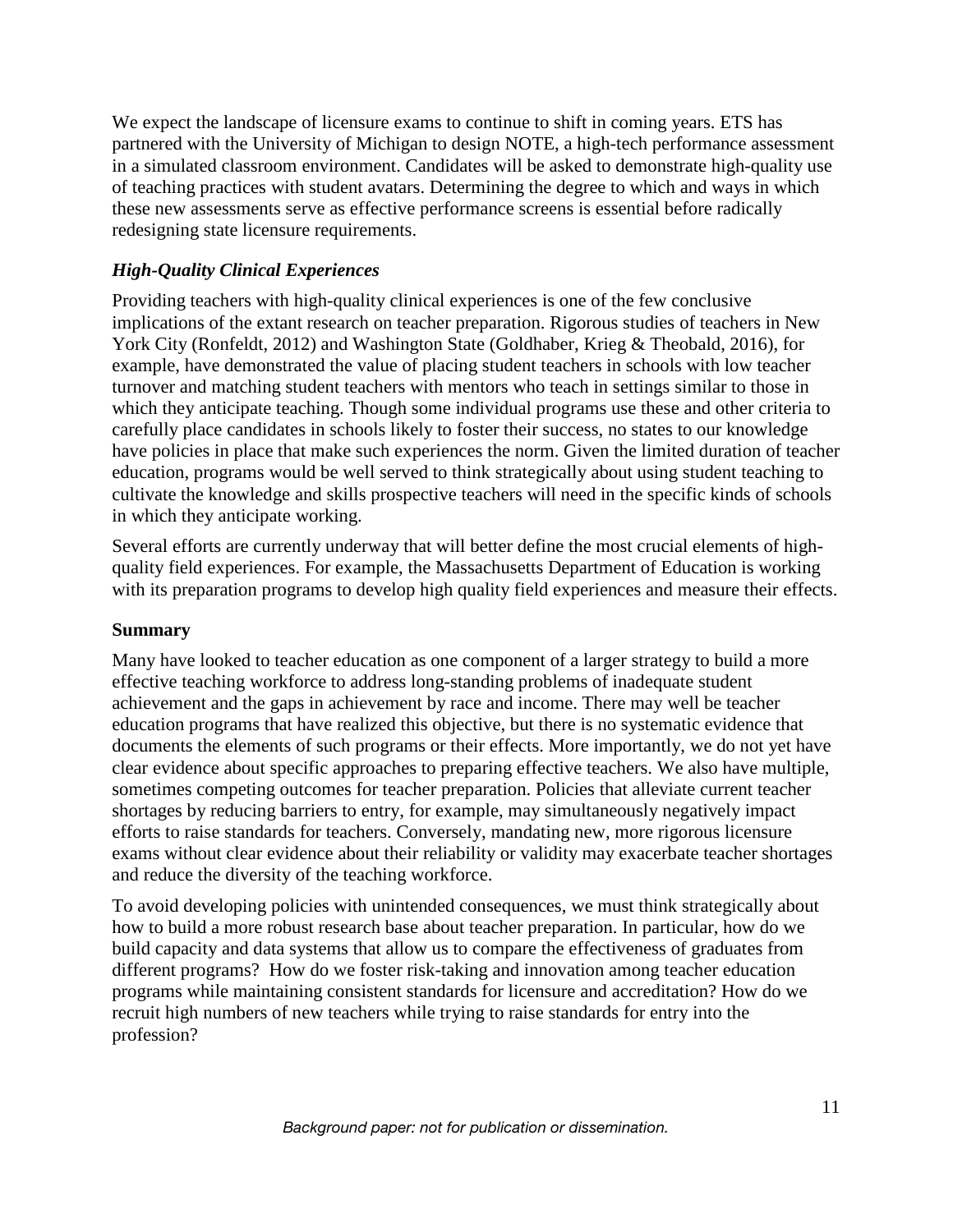We expect the landscape of licensure exams to continue to shift in coming years. ETS has partnered with the University of Michigan to design NOTE, a high-tech performance assessment in a simulated classroom environment. Candidates will be asked to demonstrate high-quality use of teaching practices with student avatars. Determining the degree to which and ways in which these new assessments serve as effective performance screens is essential before radically redesigning state licensure requirements.

### *High-Quality Clinical Experiences*

Providing teachers with high-quality clinical experiences is one of the few conclusive implications of the extant research on teacher preparation. Rigorous studies of teachers in New York City (Ronfeldt, 2012) and Washington State (Goldhaber, Krieg & Theobald, 2016), for example, have demonstrated the value of placing student teachers in schools with low teacher turnover and matching student teachers with mentors who teach in settings similar to those in which they anticipate teaching. Though some individual programs use these and other criteria to carefully place candidates in schools likely to foster their success, no states to our knowledge have policies in place that make such experiences the norm. Given the limited duration of teacher education, programs would be well served to think strategically about using student teaching to cultivate the knowledge and skills prospective teachers will need in the specific kinds of schools in which they anticipate working.

Several efforts are currently underway that will better define the most crucial elements of high-quality field experiences. For example, the Massachusetts Department of Education is working with its preparation programs to develop high quality field experiences and measure their effects.

## Summary

Many have looked to teacher education as one component of a larger strategy to build a more effective teaching workforce to address long-standing problems of inadequate student achievement and the gaps in achievement by race and income. There may well be teacher education programs that have realized this objective, but there is no systematic evidence that documents the elements of such programs or their effects. More importantly, we do not yet have clear evidence about specific approaches to preparing effective teachers. We also have multiple, sometimes competing outcomes for teacher preparation. Policies that alleviate current teacher shortages by reducing barriers to entry, for example, may simultaneously negatively impact efforts to raise standards for teachers. Conversely, mandating new, more rigorous licensure exams without clear evidence about their reliability or validity may exacerbate teacher shortages and reduce the diversity of the teaching workforce.

To avoid developing policies with unintended consequences, we must think strategically about how to build a more robust research base about teacher preparation. In particular, how do we build capacity and data systems that allow us to compare the effectiveness of graduates from different programs? How do we foster risk-taking and innovation among teacher education programs while maintaining consistent standards for licensure and accreditation? How do we recruit high numbers of new teachers while trying to raise standards for entry into the profession?

*Background paper: not for publication or dissemination.*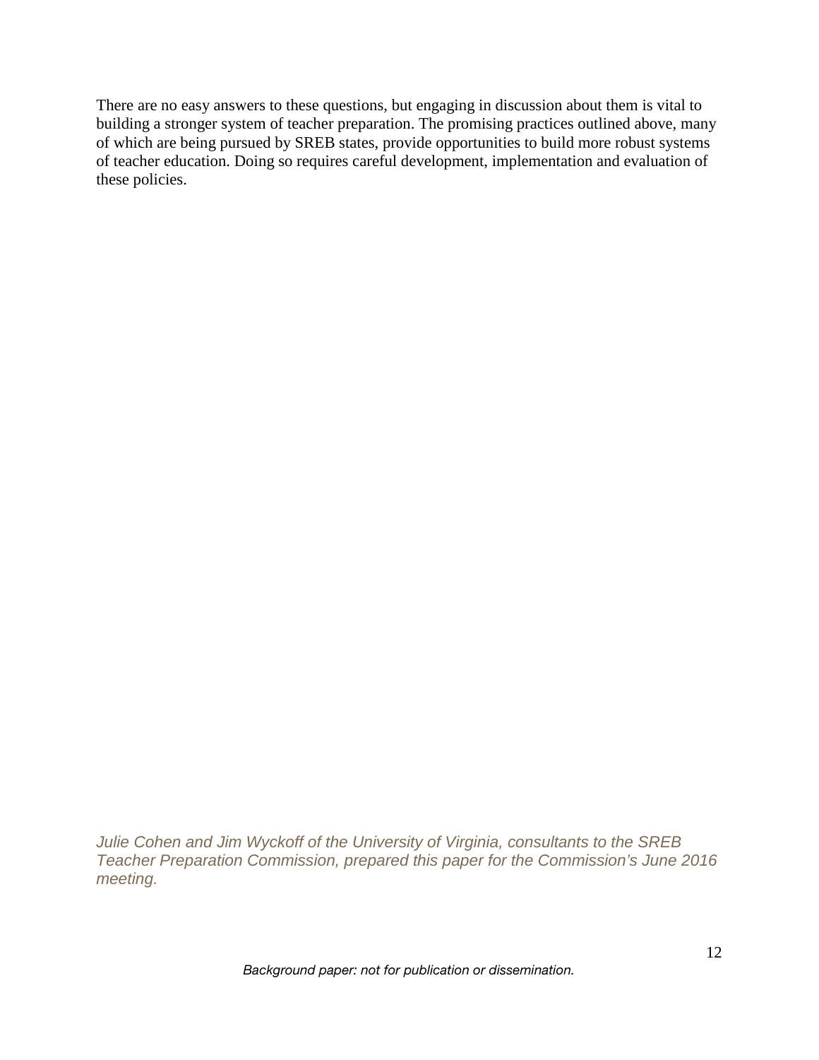There are no easy answers to these questions, but engaging in discussion about them is vital to building a stronger system of teacher preparation. The promising practices outlined above, many of which are being pursued by SREB states, provide opportunities to build more robust systems of teacher education. Doing so requires careful development, implementation and evaluation of these policies.

*Julie Cohen and Jim Wyckoff of the University of Virginia, consultants to the SREB Teacher Preparation Commission, prepared this paper for the Commission's June 2016 meeting.*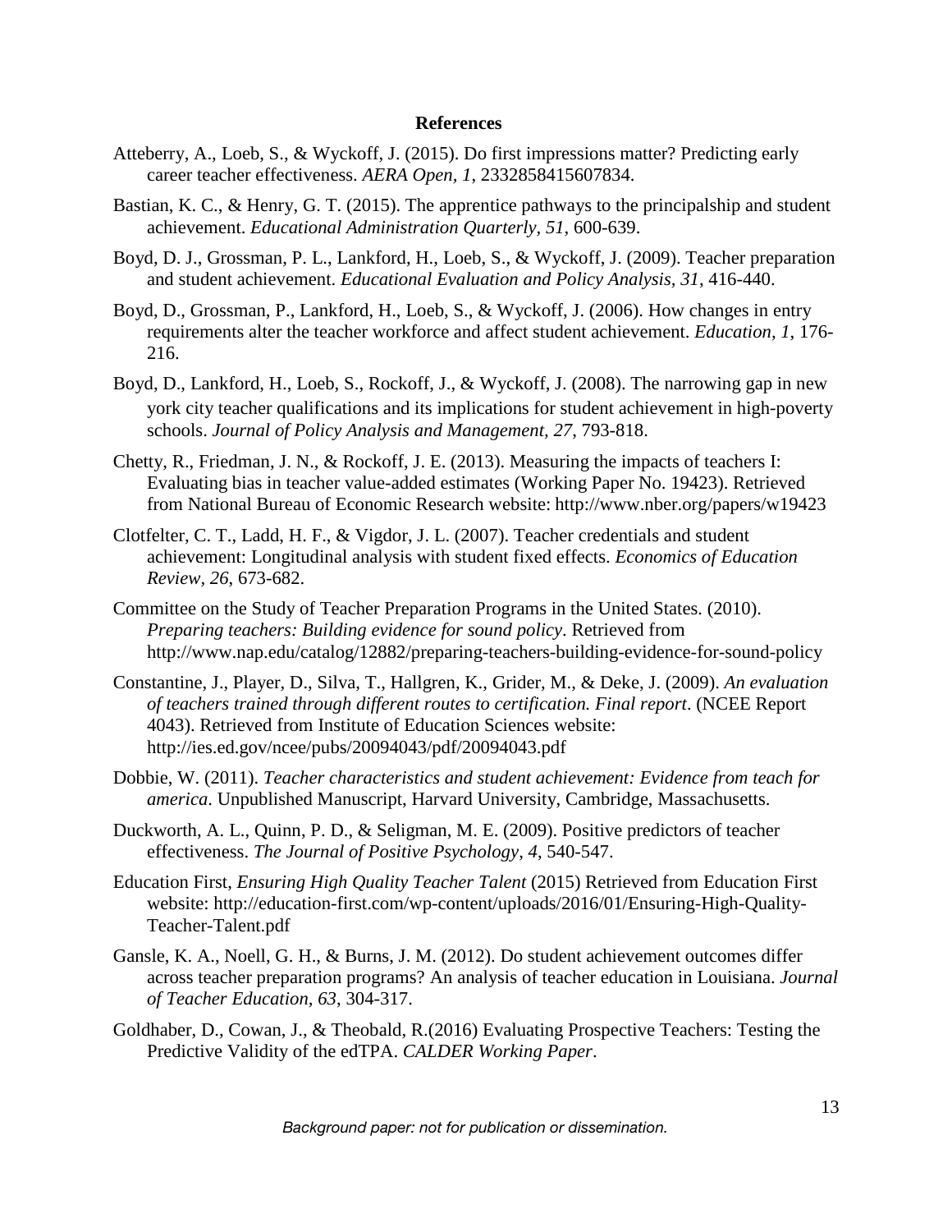**References**

Atteberry, A., Loeb, S., & Wyckoff, J. (2015). Do first impressions matter? Predicting early career teacher effectiveness. *AERA Open, 1*, 2332858415607834.

Bastian, K. C., & Henry, G. T. (2015). The apprentice pathways to the principalship and student achievement. *Educational Administration Quarterly, 51*, 600-639.

Boyd, D. J., Grossman, P. L., Lankford, H., Loeb, S., & Wyckoff, J. (2009). Teacher preparation and student achievement. *Educational Evaluation and Policy Analysis, 31*, 416-440.

Boyd, D., Grossman, P., Lankford, H., Loeb, S., & Wyckoff, J. (2006). How changes in entry requirements alter the teacher workforce and affect student achievement. *Education, 1*, 176-216.

Boyd, D., Lankford, H., Loeb, S., Rockoff, J., & Wyckoff, J. (2008). The narrowing gap in new york city teacher qualifications and its implications for student achievement in high-poverty schools. *Journal of Policy Analysis and Management, 27*, 793-818.

Chetty, R., Friedman, J. N., & Rockoff, J. E. (2013). Measuring the impacts of teachers I: Evaluating bias in teacher value-added estimates (Working Paper No. 19423). Retrieved from National Bureau of Economic Research website: http://www.nber.org/papers/w19423

Clotfelter, C. T., Ladd, H. F., & Vigdor, J. L. (2007). Teacher credentials and student achievement: Longitudinal analysis with student fixed effects. *Economics of Education Review, 26*, 673-682.

Committee on the Study of Teacher Preparation Programs in the United States. (2010). *Preparing teachers: Building evidence for sound policy*. Retrieved from http://www.nap.edu/catalog/12882/preparing-teachers-building-evidence-for-sound-policy

Constantine, J., Player, D., Silva, T., Hallgren, K., Grider, M., & Deke, J. (2009). *An evaluation of teachers trained through different routes to certification. Final report*. (NCEE Report 4043). Retrieved from Institute of Education Sciences website: http://ies.ed.gov/ncee/pubs/20094043/pdf/20094043.pdf

Dobbie, W. (2011). *Teacher characteristics and student achievement: Evidence from teach for america*. Unpublished Manuscript, Harvard University, Cambridge, Massachusetts.

Duckworth, A. L., Quinn, P. D., & Seligman, M. E. (2009). Positive predictors of teacher effectiveness. *The Journal of Positive Psychology, 4*, 540-547.

Education First, *Ensuring High Quality Teacher Talent* (2015) Retrieved from Education First website: http://education-first.com/wp-content/uploads/2016/01/Ensuring-High-Quality-Teacher-Talent.pdf

Gansle, K. A., Noell, G. H., & Burns, J. M. (2012). Do student achievement outcomes differ across teacher preparation programs? An analysis of teacher education in Louisiana. *Journal of Teacher Education, 63*, 304-317.

Goldhaber, D., Cowan, J., & Theobald, R.(2016) Evaluating Prospective Teachers: Testing the Predictive Validity of the edTPA. *CALDER Working Paper*.

*Background paper: not for publication or dissemination.*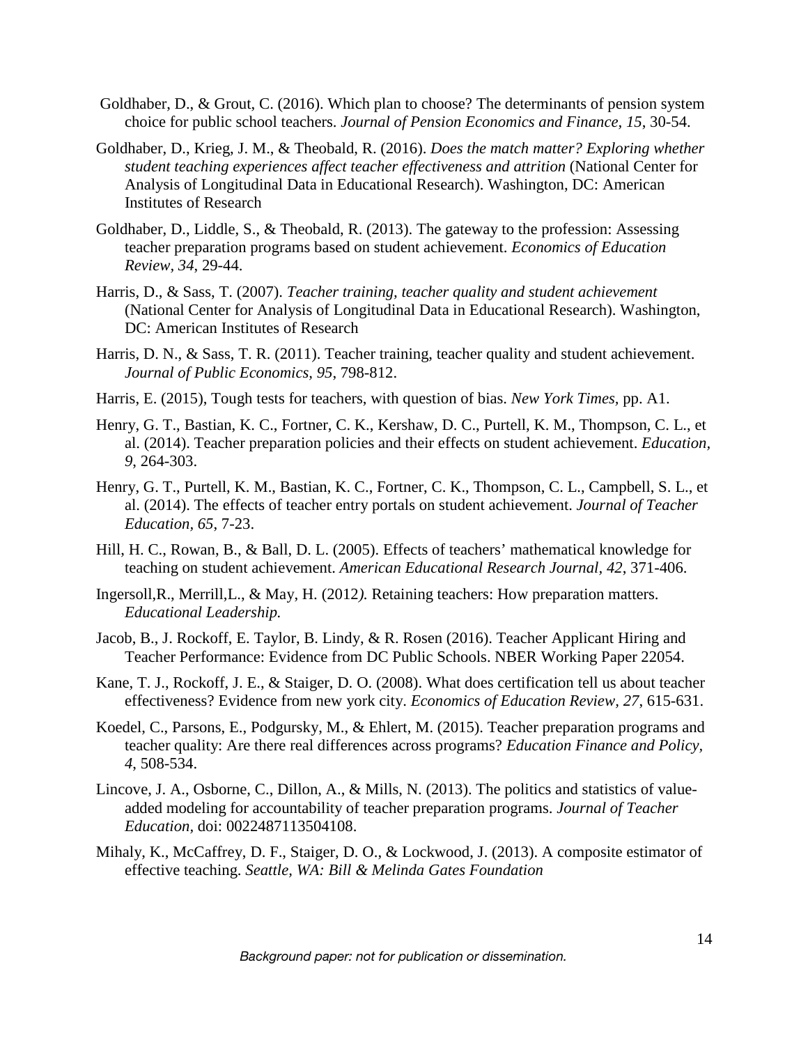Goldhaber, D., & Grout, C. (2016). Which plan to choose? The determinants of pension system choice for public school teachers. *Journal of Pension Economics and Finance*, *15*, 30-54.

Goldhaber, D., Krieg, J. M., & Theobald, R. (2016). *Does the match matter? Exploring whether student teaching experiences affect teacher effectiveness and attrition* (National Center for Analysis of Longitudinal Data in Educational Research). Washington, DC: American Institutes of Research

Goldhaber, D., Liddle, S., & Theobald, R. (2013). The gateway to the profession: Assessing teacher preparation programs based on student achievement. *Economics of Education Review, 34*, 29-44.

Harris, D., & Sass, T. (2007). *Teacher training, teacher quality and student achievement* (National Center for Analysis of Longitudinal Data in Educational Research). Washington, DC: American Institutes of Research

Harris, D. N., & Sass, T. R. (2011). Teacher training, teacher quality and student achievement. *Journal of Public Economics, 95*, 798-812.

Harris, E. (2015), Tough tests for teachers, with question of bias. *New York Times*, pp. A1.

Henry, G. T., Bastian, K. C., Fortner, C. K., Kershaw, D. C., Purtell, K. M., Thompson, C. L., et al. (2014). Teacher preparation policies and their effects on student achievement. *Education, 9*, 264-303.

Henry, G. T., Purtell, K. M., Bastian, K. C., Fortner, C. K., Thompson, C. L., Campbell, S. L., et al. (2014). The effects of teacher entry portals on student achievement. *Journal of Teacher Education, 65*, 7-23.

Hill, H. C., Rowan, B., & Ball, D. L. (2005). Effects of teachers' mathematical knowledge for teaching on student achievement. *American Educational Research Journal, 42*, 371-406.

Ingersoll,R., Merrill,L., & May, H. (2012*).* Retaining teachers: How preparation matters. *Educational Leadership.*

Jacob, B., J. Rockoff, E. Taylor, B. Lindy, & R. Rosen (2016). Teacher Applicant Hiring and Teacher Performance: Evidence from DC Public Schools. NBER Working Paper 22054.

Kane, T. J., Rockoff, J. E., & Staiger, D. O. (2008). What does certification tell us about teacher effectiveness? Evidence from new york city. *Economics of Education Review, 27*, 615-631.

Koedel, C., Parsons, E., Podgursky, M., & Ehlert, M. (2015). Teacher preparation programs and teacher quality: Are there real differences across programs? *Education Finance and Policy, 4*, 508-534.

Lincove, J. A., Osborne, C., Dillon, A., & Mills, N. (2013). The politics and statistics of value-added modeling for accountability of teacher preparation programs. *Journal of Teacher Education,* doi: 0022487113504108.

Mihaly, K., McCaffrey, D. F., Staiger, D. O., & Lockwood, J. (2013). A composite estimator of effective teaching. *Seattle, WA: Bill & Melinda Gates Foundation*

*Background paper: not for publication or dissemination.*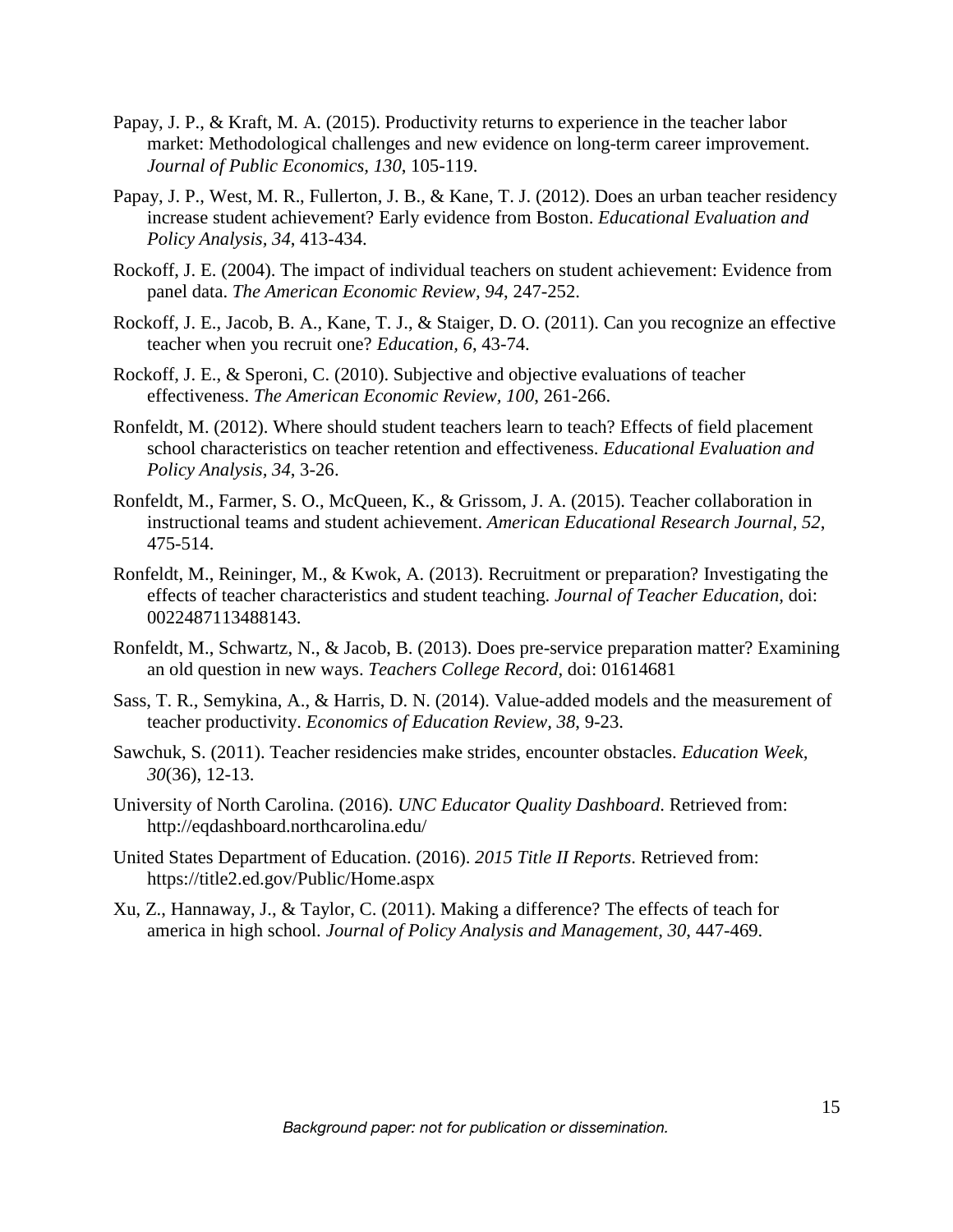Papay, J. P., & Kraft, M. A. (2015). Productivity returns to experience in the teacher labor market: Methodological challenges and new evidence on long-term career improvement. *Journal of Public Economics, 130*, 105-119.

Papay, J. P., West, M. R., Fullerton, J. B., & Kane, T. J. (2012). Does an urban teacher residency increase student achievement? Early evidence from Boston. *Educational Evaluation and Policy Analysis, 34*, 413-434.

Rockoff, J. E. (2004). The impact of individual teachers on student achievement: Evidence from panel data. *The American Economic Review, 94*, 247-252.

Rockoff, J. E., Jacob, B. A., Kane, T. J., & Staiger, D. O. (2011). Can you recognize an effective teacher when you recruit one? *Education, 6*, 43-74.

Rockoff, J. E., & Speroni, C. (2010). Subjective and objective evaluations of teacher effectiveness. *The American Economic Review, 100*, 261-266.

Ronfeldt, M. (2012). Where should student teachers learn to teach? Effects of field placement school characteristics on teacher retention and effectiveness. *Educational Evaluation and Policy Analysis, 34*, 3-26.

Ronfeldt, M., Farmer, S. O., McQueen, K., & Grissom, J. A. (2015). Teacher collaboration in instructional teams and student achievement. *American Educational Research Journal, 52*, 475-514.

Ronfeldt, M., Reininger, M., & Kwok, A. (2013). Recruitment or preparation? Investigating the effects of teacher characteristics and student teaching. *Journal of Teacher Education*, doi: 0022487113488143.

Ronfeldt, M., Schwartz, N., & Jacob, B. (2013). Does pre-service preparation matter? Examining an old question in new ways. *Teachers College Record*, doi: 01614681

Sass, T. R., Semykina, A., & Harris, D. N. (2014). Value-added models and the measurement of teacher productivity. *Economics of Education Review, 38*, 9-23.

Sawchuk, S. (2011). Teacher residencies make strides, encounter obstacles. *Education Week, 30*(36), 12-13.

University of North Carolina. (2016). *UNC Educator Quality Dashboard*. Retrieved from: http://eqdashboard.northcarolina.edu/

United States Department of Education. (2016). *2015 Title II Reports*. Retrieved from: https://title2.ed.gov/Public/Home.aspx

Xu, Z., Hannaway, J., & Taylor, C. (2011). Making a difference? The effects of teach for america in high school. *Journal of Policy Analysis and Management, 30*, 447-469.

*Background paper: not for publication or dissemination.*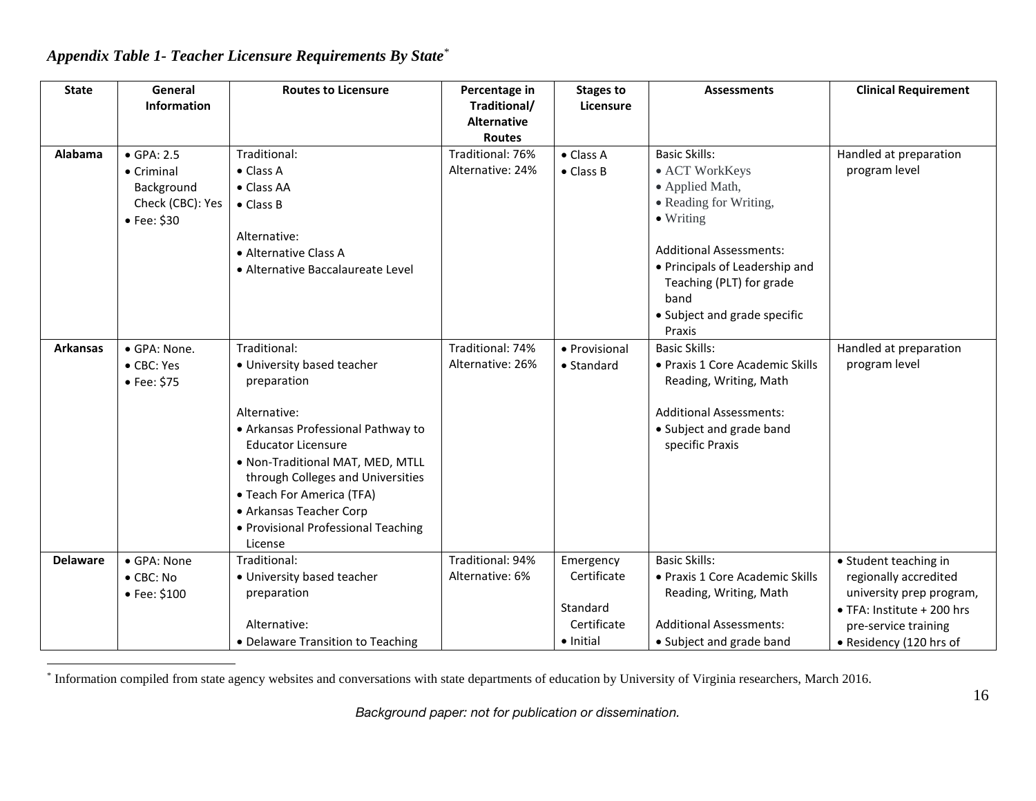*Appendix Table 1- Teacher Licensure Requirements By State*[*]

| State | General Information | Routes to Licensure | Percentage in Traditional/ Alternative Routes | Stages to Licensure | Assessments | Clinical Requirement |
|---|---|---|---|---|---|---|
| **Alabama** | • GPA: 2.5<br>• Criminal Background Check (CBC): Yes<br>• Fee: $30 | Traditional:<br>• Class A<br>• Class AA<br>• Class B<br><br>Alternative:<br>• Alternative Class A<br>• Alternative Baccalaureate Level | Traditional: 76%<br>Alternative: 24% | • Class A<br>• Class B | Basic Skills:<br>• ACT WorkKeys<br>• Applied Math,<br>• Reading for Writing,<br>• Writing<br><br>Additional Assessments:<br>• Principals of Leadership and Teaching (PLT) for grade band<br>• Subject and grade specific Praxis | Handled at preparation program level |
| **Arkansas** | • GPA: None.<br>• CBC: Yes<br>• Fee: $75 | Traditional:<br>• University based teacher preparation<br><br>Alternative:<br>• Arkansas Professional Pathway to Educator Licensure<br>• Non-Traditional MAT, MED, MTLL through Colleges and Universities<br>• Teach For America (TFA)<br>• Arkansas Teacher Corp<br>• Provisional Professional Teaching License | Traditional: 74%<br>Alternative: 26% | • Provisional<br>• Standard | Basic Skills:<br>• Praxis 1 Core Academic Skills Reading, Writing, Math<br><br>Additional Assessments:<br>• Subject and grade band specific Praxis | Handled at preparation program level |
| **Delaware** | • GPA: None<br>• CBC: No<br>• Fee: $100 | Traditional:<br>• University based teacher preparation<br><br>Alternative:<br>• Delaware Transition to Teaching | Traditional: 94%<br>Alternative: 6% | Emergency Certificate<br><br>Standard Certificate<br>• Initial | Basic Skills:<br>• Praxis 1 Core Academic Skills Reading, Writing, Math<br><br>Additional Assessments:<br>• Subject and grade band | • Student teaching in regionally accredited university prep program,<br>• TFA: Institute + 200 hrs pre-service training<br>• Residency (120 hrs of |

[*] Information compiled from state agency websites and conversations with state departments of education by University of Virginia researchers, March 2016.

*Background paper: not for publication or dissemination.*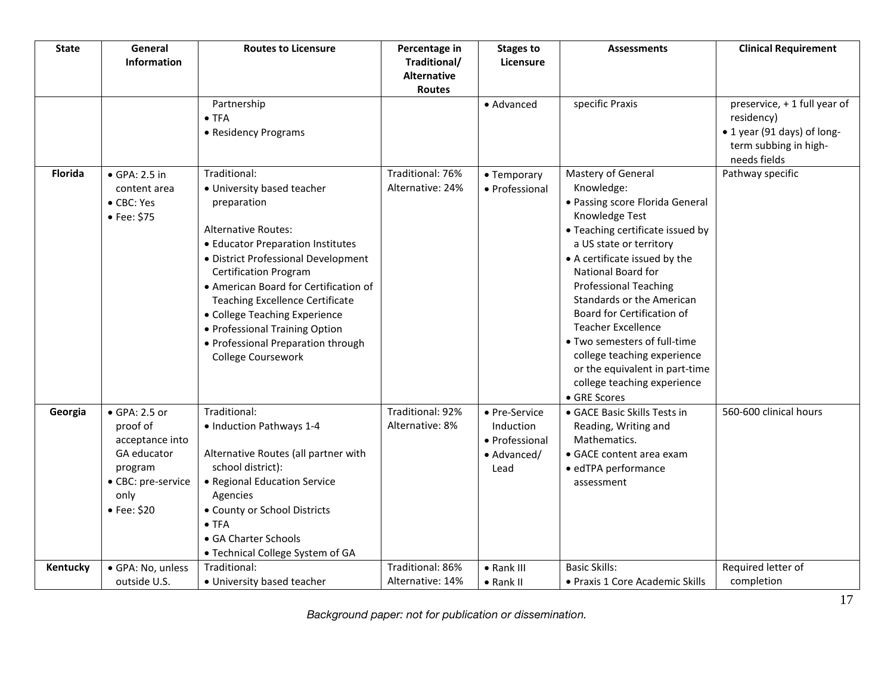| State | General Information | Routes to Licensure | Percentage in Traditional/ Alternative Routes | Stages to Licensure | Assessments | Clinical Requirement |
|---|---|---|---|---|---|---|
| | | Partnership<br>• TFA<br>• Residency Programs | | • Advanced | specific Praxis | preservice, + 1 full year of residency)<br>• 1 year (91 days) of long-term subbing in high-needs fields |
| **Florida** | • GPA: 2.5 in content area<br>• CBC: Yes<br>• Fee: $75 | Traditional:<br>• University based teacher preparation<br><br>Alternative Routes:<br>• Educator Preparation Institutes<br>• District Professional Development Certification Program<br>• American Board for Certification of Teaching Excellence Certificate<br>• College Teaching Experience<br>• Professional Training Option<br>• Professional Preparation through College Coursework | Traditional: 76%<br>Alternative: 24% | • Temporary<br>• Professional | Mastery of General Knowledge:<br>• Passing score Florida General Knowledge Test<br>• Teaching certificate issued by a US state or territory<br>• A certificate issued by the National Board for Professional Teaching Standards or the American Board for Certification of Teacher Excellence<br>• Two semesters of full-time college teaching experience or the equivalent in part-time college teaching experience<br>• GRE Scores | Pathway specific |
| **Georgia** | • GPA: 2.5 or proof of acceptance into GA educator program<br>• CBC: pre-service only<br>• Fee: $20 | Traditional:<br>• Induction Pathways 1-4<br><br>Alternative Routes (all partner with school district):<br>• Regional Education Service Agencies<br>• County or School Districts<br>• TFA<br>• GA Charter Schools<br>• Technical College System of GA | Traditional: 92%<br>Alternative: 8% | • Pre-Service Induction<br>• Professional<br>• Advanced/ Lead | • GACE Basic Skills Tests in Reading, Writing and Mathematics.<br>• GACE content area exam<br>• edTPA performance assessment | 560-600 clinical hours |
| **Kentucky** | • GPA: No, unless outside U.S. | Traditional:<br>• University based teacher | Traditional: 86%<br>Alternative: 14% | • Rank III<br>• Rank II | Basic Skills:<br>• Praxis 1 Core Academic Skills | Required letter of completion |

*Background paper: not for publication or dissemination.*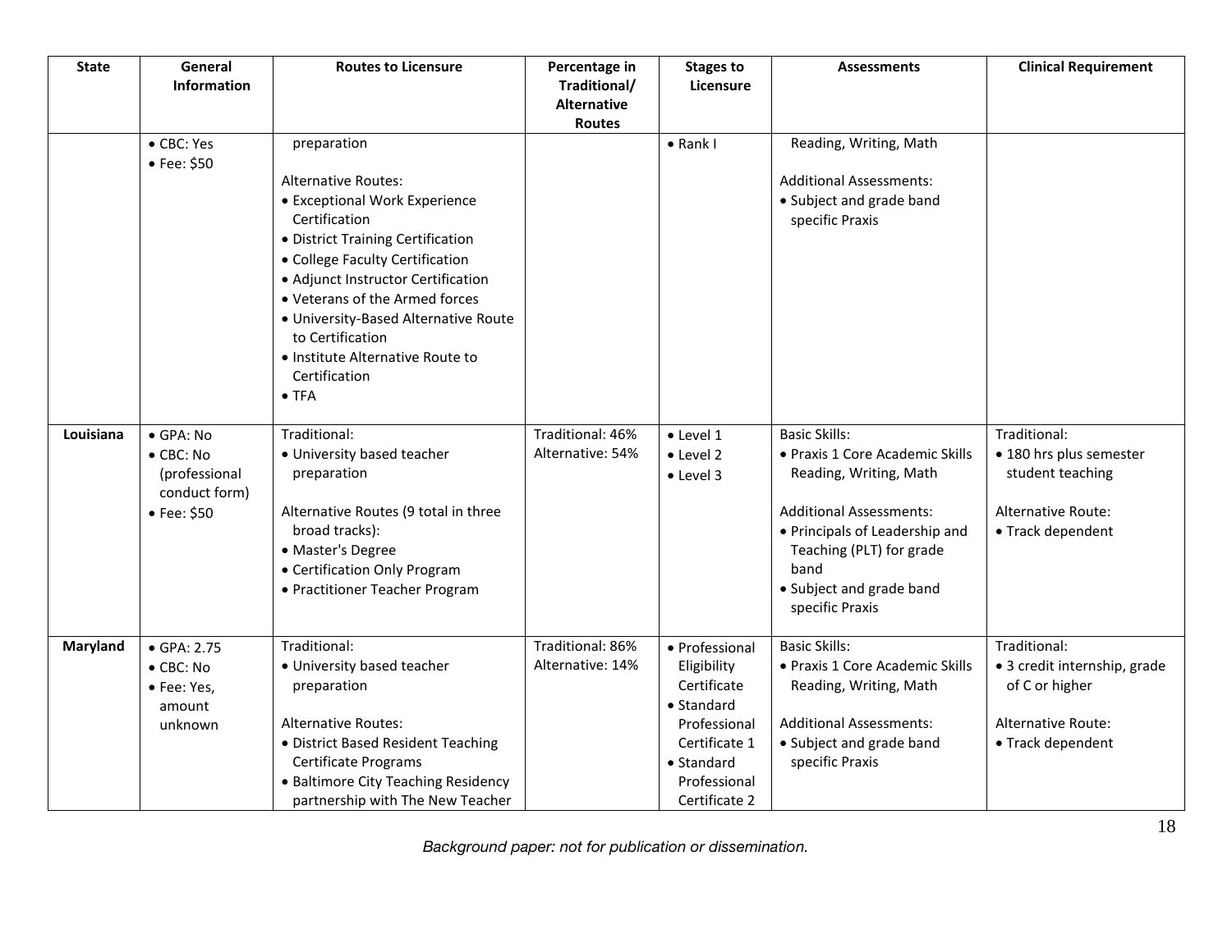| State | General Information | Routes to Licensure | Percentage in Traditional/ Alternative Routes | Stages to Licensure | Assessments | Clinical Requirement |
|---|---|---|---|---|---|---|
| | • CBC: Yes<br>• Fee: $50 | preparation<br><br>Alternative Routes:<br>• Exceptional Work Experience Certification<br>• District Training Certification<br>• College Faculty Certification<br>• Adjunct Instructor Certification<br>• Veterans of the Armed forces<br>• University-Based Alternative Route to Certification<br>• Institute Alternative Route to Certification<br>• TFA | | • Rank I | Reading, Writing, Math<br><br>Additional Assessments:<br>• Subject and grade band specific Praxis | |
| **Louisiana** | • GPA: No<br>• CBC: No (professional conduct form)<br>• Fee: $50 | Traditional:<br>• University based teacher preparation<br><br>Alternative Routes (9 total in three broad tracks):<br>• Master's Degree<br>• Certification Only Program<br>• Practitioner Teacher Program | Traditional: 46%<br>Alternative: 54% | • Level 1<br>• Level 2<br>• Level 3 | Basic Skills:<br>• Praxis 1 Core Academic Skills Reading, Writing, Math<br><br>Additional Assessments:<br>• Principals of Leadership and Teaching (PLT) for grade band<br>• Subject and grade band specific Praxis | Traditional:<br>• 180 hrs plus semester student teaching<br><br>Alternative Route:<br>• Track dependent |
| **Maryland** | • GPA: 2.75<br>• CBC: No<br>• Fee: Yes, amount unknown | Traditional:<br>• University based teacher preparation<br><br>Alternative Routes:<br>• District Based Resident Teaching Certificate Programs<br>• Baltimore City Teaching Residency partnership with The New Teacher | Traditional: 86%<br>Alternative: 14% | • Professional Eligibility Certificate<br>• Standard Professional Certificate 1<br>• Standard Professional Certificate 2 | Basic Skills:<br>• Praxis 1 Core Academic Skills Reading, Writing, Math<br><br>Additional Assessments:<br>• Subject and grade band specific Praxis | Traditional:<br>• 3 credit internship, grade of C or higher<br><br>Alternative Route:<br>• Track dependent |

*Background paper: not for publication or dissemination.*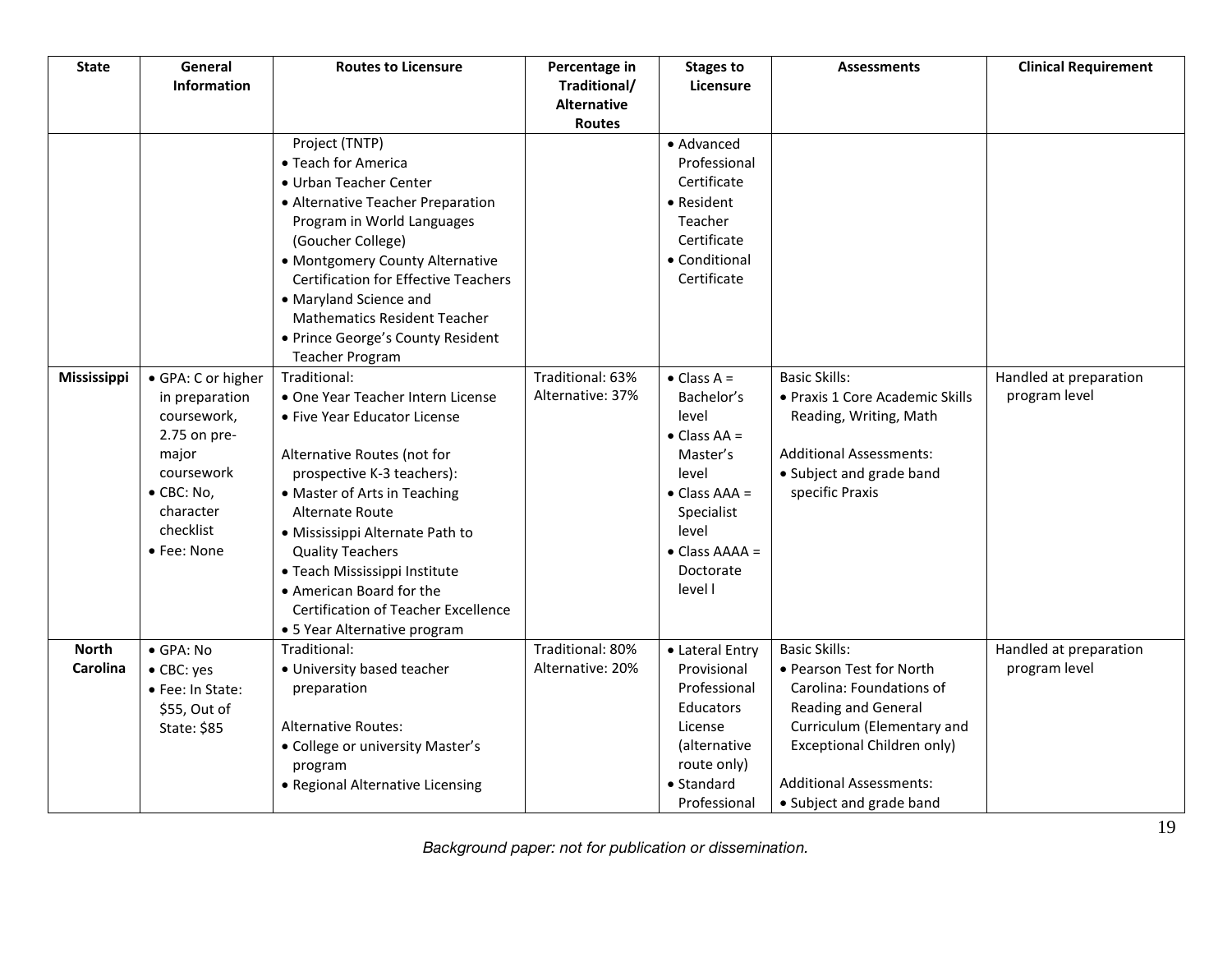| State | General Information | Routes to Licensure | Percentage in Traditional/ Alternative Routes | Stages to Licensure | Assessments | Clinical Requirement |
|---|---|---|---|---|---|---|
| | | Project (TNTP)<br>• Teach for America<br>• Urban Teacher Center<br>• Alternative Teacher Preparation Program in World Languages (Goucher College)<br>• Montgomery County Alternative Certification for Effective Teachers<br>• Maryland Science and Mathematics Resident Teacher<br>• Prince George's County Resident Teacher Program | | • Advanced Professional Certificate<br>• Resident Teacher Certificate<br>• Conditional Certificate | | |
| **Mississippi** | • GPA: C or higher in preparation coursework, 2.75 on pre-major coursework<br>• CBC: No, character checklist<br>• Fee: None | Traditional:<br>• One Year Teacher Intern License<br>• Five Year Educator License<br><br>Alternative Routes (not for prospective K-3 teachers):<br>• Master of Arts in Teaching Alternate Route<br>• Mississippi Alternate Path to Quality Teachers<br>• Teach Mississippi Institute<br>• American Board for the Certification of Teacher Excellence<br>• 5 Year Alternative program | Traditional: 63%<br>Alternative: 37% | • Class A = Bachelor's level<br>• Class AA = Master's level<br>• Class AAA = Specialist level<br>• Class AAAA = Doctorate level l | Basic Skills:<br>• Praxis 1 Core Academic Skills Reading, Writing, Math<br><br>Additional Assessments:<br>• Subject and grade band specific Praxis | Handled at preparation program level |
| **North Carolina** | • GPA: No<br>• CBC: yes<br>• Fee: In State: $55, Out of State: $85 | Traditional:<br>• University based teacher preparation<br><br>Alternative Routes:<br>• College or university Master's program<br>• Regional Alternative Licensing | Traditional: 80%<br>Alternative: 20% | • Lateral Entry Provisional Professional Educators License (alternative route only)<br>• Standard Professional | Basic Skills:<br>• Pearson Test for North Carolina: Foundations of Reading and General Curriculum (Elementary and Exceptional Children only)<br><br>Additional Assessments:<br>• Subject and grade band | Handled at preparation program level |

*Background paper: not for publication or dissemination.*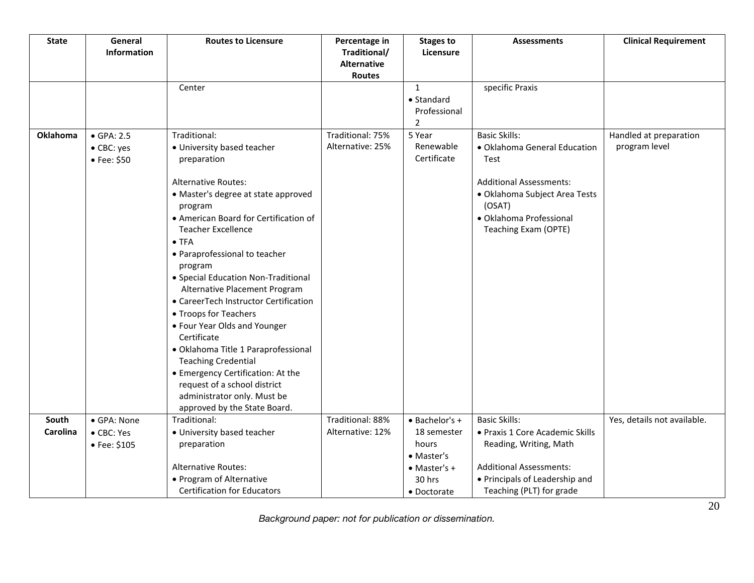| State | General Information | Routes to Licensure | Percentage in Traditional/ Alternative Routes | Stages to Licensure | Assessments | Clinical Requirement |
|---|---|---|---|---|---|---|
| | | Center | | 1<br>• Standard Professional 2 | specific Praxis | |
| **Oklahoma** | • GPA: 2.5<br>• CBC: yes<br>• Fee: $50 | Traditional:<br>• University based teacher preparation<br><br>Alternative Routes:<br>• Master's degree at state approved program<br>• American Board for Certification of Teacher Excellence<br>• TFA<br>• Paraprofessional to teacher program<br>• Special Education Non-Traditional Alternative Placement Program<br>• CareerTech Instructor Certification<br>• Troops for Teachers<br>• Four Year Olds and Younger Certificate<br>• Oklahoma Title 1 Paraprofessional Teaching Credential<br>• Emergency Certification: At the request of a school district administrator only. Must be approved by the State Board. | Traditional: 75%<br>Alternative: 25% | 5 Year Renewable Certificate | Basic Skills:<br>• Oklahoma General Education Test<br><br>Additional Assessments:<br>• Oklahoma Subject Area Tests (OSAT)<br>• Oklahoma Professional Teaching Exam (OPTE) | Handled at preparation program level |
| **South Carolina** | • GPA: None<br>• CBC: Yes<br>• Fee: $105 | Traditional:<br>• University based teacher preparation<br><br>Alternative Routes:<br>• Program of Alternative Certification for Educators | Traditional: 88%<br>Alternative: 12% | • Bachelor's + 18 semester hours<br>• Master's<br>• Master's + 30 hrs<br>• Doctorate | Basic Skills:<br>• Praxis 1 Core Academic Skills Reading, Writing, Math<br><br>Additional Assessments:<br>• Principals of Leadership and Teaching (PLT) for grade | Yes, details not available. |

*Background paper: not for publication or dissemination.*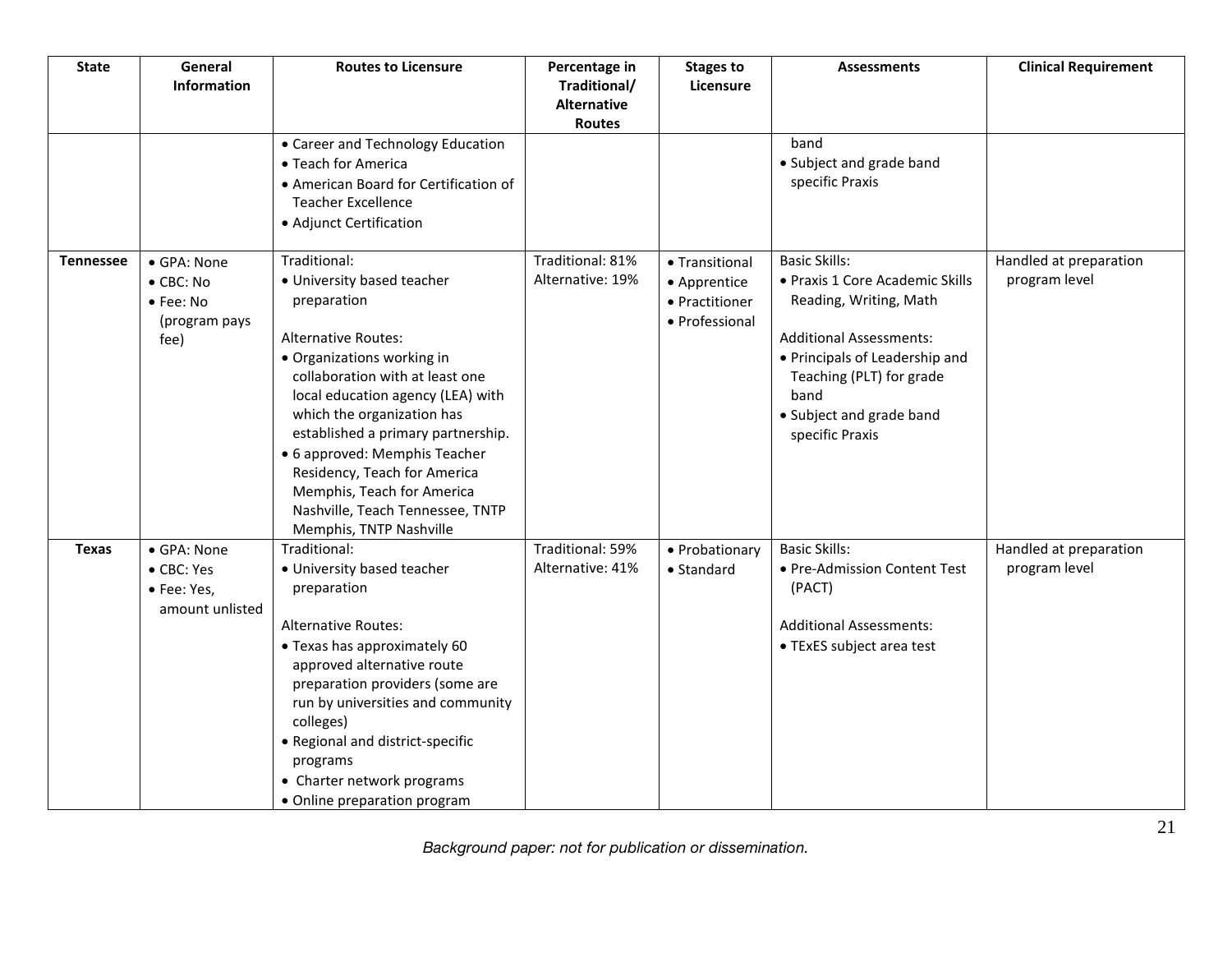| State | General Information | Routes to Licensure | Percentage in Traditional/ Alternative Routes | Stages to Licensure | Assessments | Clinical Requirement |
|---|---|---|---|---|---|---|
| | | • Career and Technology Education<br>• Teach for America<br>• American Board for Certification of Teacher Excellence<br>• Adjunct Certification | | | band<br>• Subject and grade band specific Praxis | |
| **Tennessee** | • GPA: None<br>• CBC: No<br>• Fee: No (program pays fee) | Traditional:<br>• University based teacher preparation<br><br>Alternative Routes:<br>• Organizations working in collaboration with at least one local education agency (LEA) with which the organization has established a primary partnership.<br>• 6 approved: Memphis Teacher Residency, Teach for America Memphis, Teach for America Nashville, Teach Tennessee, TNTP Memphis, TNTP Nashville | Traditional: 81%<br>Alternative: 19% | • Transitional<br>• Apprentice<br>• Practitioner<br>• Professional | Basic Skills:<br>• Praxis 1 Core Academic Skills Reading, Writing, Math<br><br>Additional Assessments:<br>• Principals of Leadership and Teaching (PLT) for grade band<br>• Subject and grade band specific Praxis | Handled at preparation program level |
| **Texas** | • GPA: None<br>• CBC: Yes<br>• Fee: Yes, amount unlisted | Traditional:<br>• University based teacher preparation<br><br>Alternative Routes:<br>• Texas has approximately 60 approved alternative route preparation providers (some are run by universities and community colleges)<br>• Regional and district-specific programs<br>• Charter network programs<br>• Online preparation program | Traditional: 59%<br>Alternative: 41% | • Probationary<br>• Standard | Basic Skills:<br>• Pre-Admission Content Test (PACT)<br><br>Additional Assessments:<br>• TExES subject area test | Handled at preparation program level |

*Background paper: not for publication or dissemination.*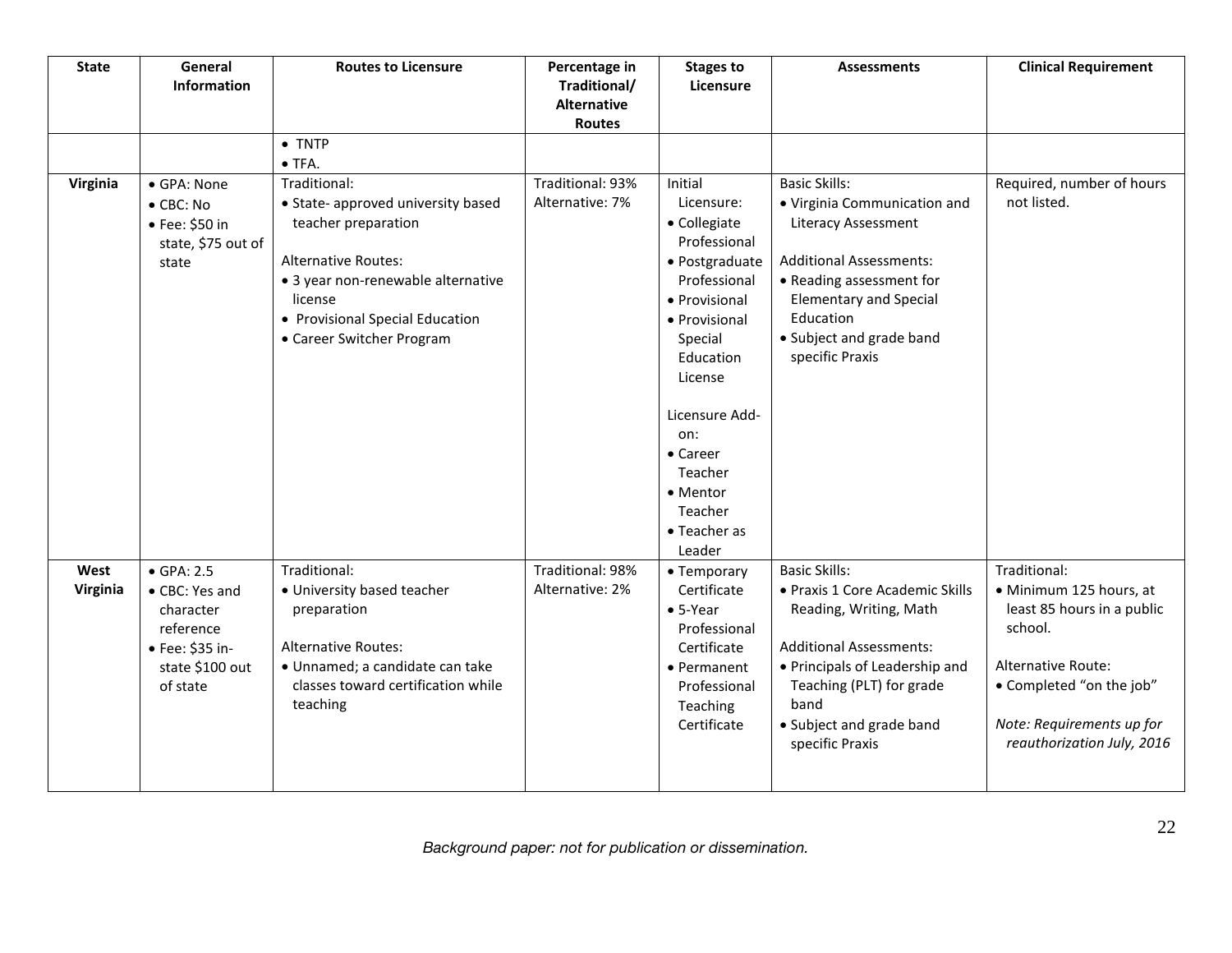| State | General Information | Routes to Licensure | Percentage in Traditional/ Alternative Routes | Stages to Licensure | Assessments | Clinical Requirement |
|---|---|---|---|---|---|---|
| | | • TNTP<br>• TFA. | | | | |
| **Virginia** | • GPA: None<br>• CBC: No<br>• Fee: $50 in state, $75 out of state | Traditional:<br>• State- approved university based teacher preparation<br><br>Alternative Routes:<br>• 3 year non-renewable alternative license<br>• Provisional Special Education<br>• Career Switcher Program | Traditional: 93%<br>Alternative: 7% | Initial Licensure:<br>• Collegiate Professional<br>• Postgraduate Professional<br>• Provisional<br>• Provisional Special Education License<br><br>Licensure Add-on:<br>• Career Teacher<br>• Mentor Teacher<br>• Teacher as Leader | Basic Skills:<br>• Virginia Communication and Literacy Assessment<br><br>Additional Assessments:<br>• Reading assessment for Elementary and Special Education<br>• Subject and grade band specific Praxis | Required, number of hours not listed. |
| **West Virginia** | • GPA: 2.5<br>• CBC: Yes and character reference<br>• Fee: $35 in-state $100 out of state | Traditional:<br>• University based teacher preparation<br><br>Alternative Routes:<br>• Unnamed; a candidate can take classes toward certification while teaching | Traditional: 98%<br>Alternative: 2% | • Temporary Certificate<br>• 5-Year Professional Certificate<br>• Permanent Professional Teaching Certificate | Basic Skills:<br>• Praxis 1 Core Academic Skills Reading, Writing, Math<br><br>Additional Assessments:<br>• Principals of Leadership and Teaching (PLT) for grade band<br>• Subject and grade band specific Praxis | Traditional:<br>• Minimum 125 hours, at least 85 hours in a public school.<br><br>Alternative Route:<br>• Completed "on the job"<br><br>*Note: Requirements up for reauthorization July, 2016* |

*Background paper: not for publication or dissemination.*